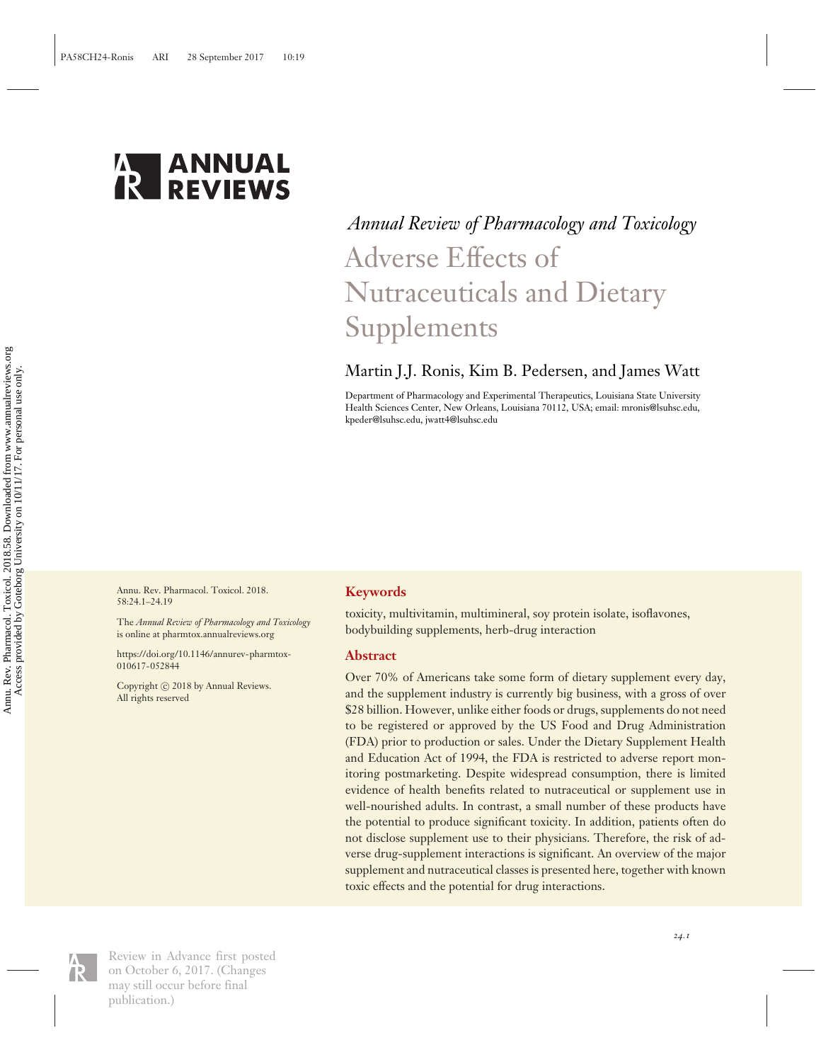*Annual Review of Pharmacology and Toxicology*

# Adverse Effects of Nutraceuticals and Dietary Supplements

Martin J.J. Ronis, Kim B. Pedersen, and James Watt

Department of Pharmacology and Experimental Therapeutics, Louisiana State University Health Sciences Center, New Orleans, Louisiana 70112, USA; email: mronis@lsuhsc.edu, kpeder@lsuhsc.edu, jwatt4@lsuhsc.edu

Annu. Rev. Pharmacol. Toxicol. 2018. 58:24.1–24.19

The *Annual Review of Pharmacology and Toxicology* is online at pharmtox.annualreviews.org

https://doi.org/10.1146/annurev-pharmtox-010617-052844

Copyright © 2018 by Annual Reviews. All rights reserved

## Keywords

toxicity, multivitamin, multimineral, soy protein isolate, isoflavones, bodybuilding supplements, herb-drug interaction

## Abstract

Over 70% of Americans take some form of dietary supplement every day, and the supplement industry is currently big business, with a gross of over $28 billion. However, unlike either foods or drugs, supplements do not need to be registered or approved by the US Food and Drug Administration (FDA) prior to production or sales. Under the Dietary Supplement Health and Education Act of 1994, the FDA is restricted to adverse report monitoring postmarketing. Despite widespread consumption, there is limited evidence of health benefits related to nutraceutical or supplement use in well-nourished adults. In contrast, a small number of these products have the potential to produce significant toxicity. In addition, patients often do not disclose supplement use to their physicians. Therefore, the risk of adverse drug-supplement interactions is significant. An overview of the major supplement and nutraceutical classes is presented here, together with known toxic effects and the potential for drug interactions.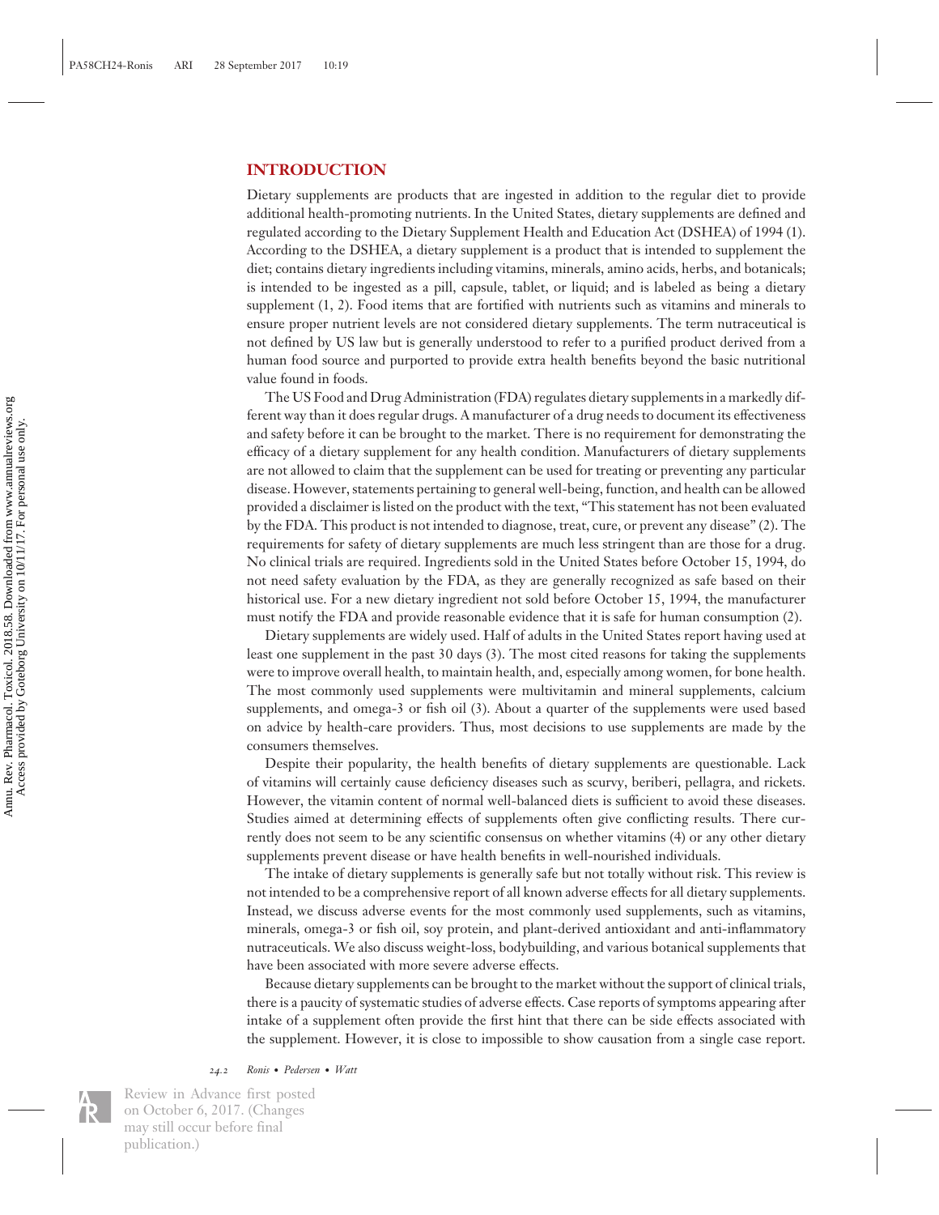## INTRODUCTION

Dietary supplements are products that are ingested in addition to the regular diet to provide additional health-promoting nutrients. In the United States, dietary supplements are defined and regulated according to the Dietary Supplement Health and Education Act (DSHEA) of 1994 (1). According to the DSHEA, a dietary supplement is a product that is intended to supplement the diet; contains dietary ingredients including vitamins, minerals, amino acids, herbs, and botanicals; is intended to be ingested as a pill, capsule, tablet, or liquid; and is labeled as being a dietary supplement (1, 2). Food items that are fortified with nutrients such as vitamins and minerals to ensure proper nutrient levels are not considered dietary supplements. The term nutraceutical is not defined by US law but is generally understood to refer to a purified product derived from a human food source and purported to provide extra health benefits beyond the basic nutritional value found in foods.

The US Food and Drug Administration (FDA) regulates dietary supplements in a markedly different way than it does regular drugs. A manufacturer of a drug needs to document its effectiveness and safety before it can be brought to the market. There is no requirement for demonstrating the efficacy of a dietary supplement for any health condition. Manufacturers of dietary supplements are not allowed to claim that the supplement can be used for treating or preventing any particular disease. However, statements pertaining to general well-being, function, and health can be allowed provided a disclaimer is listed on the product with the text, "This statement has not been evaluated by the FDA. This product is not intended to diagnose, treat, cure, or prevent any disease" (2). The requirements for safety of dietary supplements are much less stringent than are those for a drug. No clinical trials are required. Ingredients sold in the United States before October 15, 1994, do not need safety evaluation by the FDA, as they are generally recognized as safe based on their historical use. For a new dietary ingredient not sold before October 15, 1994, the manufacturer must notify the FDA and provide reasonable evidence that it is safe for human consumption (2).

Dietary supplements are widely used. Half of adults in the United States report having used at least one supplement in the past 30 days (3). The most cited reasons for taking the supplements were to improve overall health, to maintain health, and, especially among women, for bone health. The most commonly used supplements were multivitamin and mineral supplements, calcium supplements, and omega-3 or fish oil (3). About a quarter of the supplements were used based on advice by health-care providers. Thus, most decisions to use supplements are made by the consumers themselves.

Despite their popularity, the health benefits of dietary supplements are questionable. Lack of vitamins will certainly cause deficiency diseases such as scurvy, beriberi, pellagra, and rickets. However, the vitamin content of normal well-balanced diets is sufficient to avoid these diseases. Studies aimed at determining effects of supplements often give conflicting results. There currently does not seem to be any scientific consensus on whether vitamins (4) or any other dietary supplements prevent disease or have health benefits in well-nourished individuals.

The intake of dietary supplements is generally safe but not totally without risk. This review is not intended to be a comprehensive report of all known adverse effects for all dietary supplements. Instead, we discuss adverse events for the most commonly used supplements, such as vitamins, minerals, omega-3 or fish oil, soy protein, and plant-derived antioxidant and anti-inflammatory nutraceuticals. We also discuss weight-loss, bodybuilding, and various botanical supplements that have been associated with more severe adverse effects.

Because dietary supplements can be brought to the market without the support of clinical trials, there is a paucity of systematic studies of adverse effects. Case reports of symptoms appearing after intake of a supplement often provide the first hint that there can be side effects associated with the supplement. However, it is close to impossible to show causation from a single case report.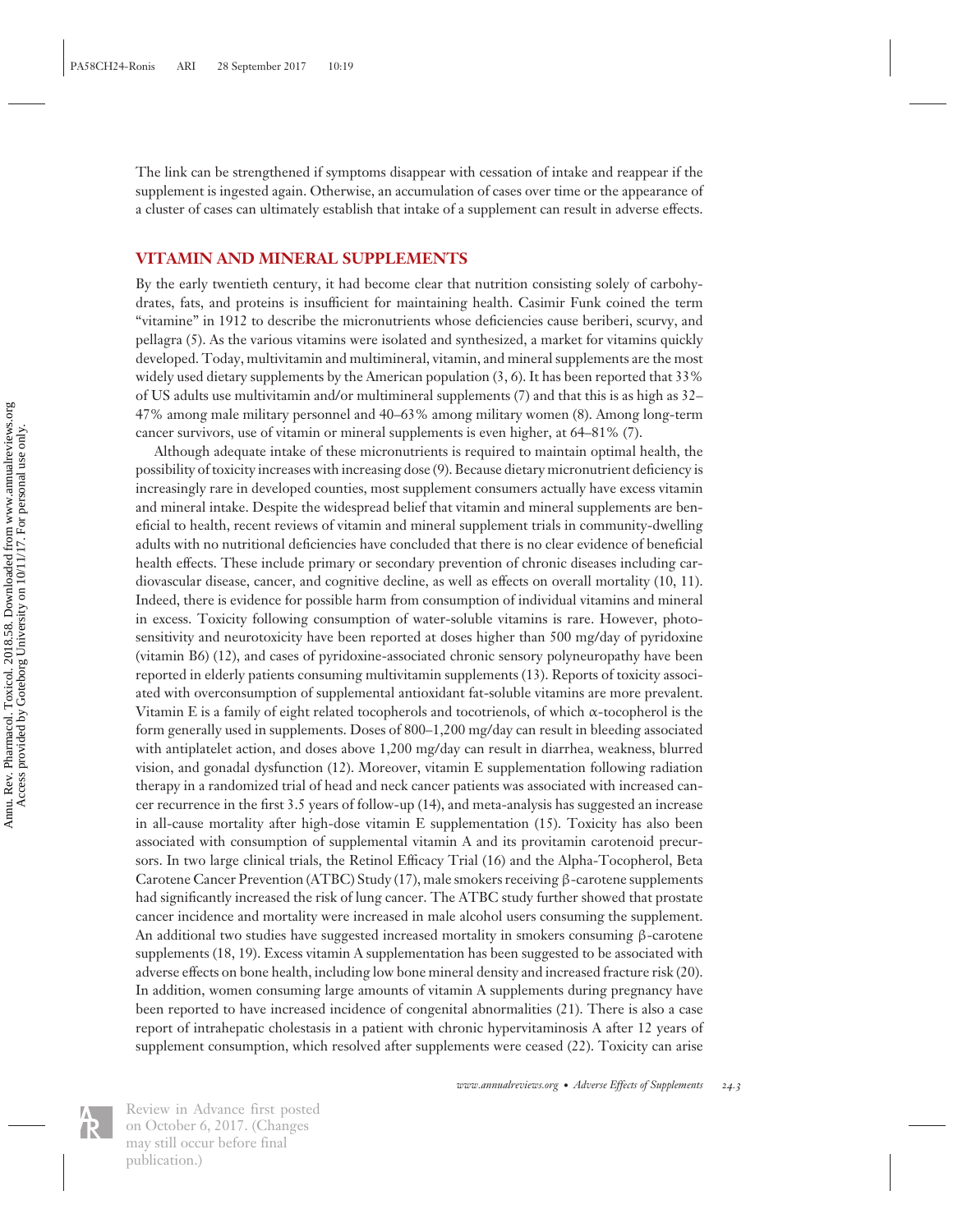The link can be strengthened if symptoms disappear with cessation of intake and reappear if the supplement is ingested again. Otherwise, an accumulation of cases over time or the appearance of a cluster of cases can ultimately establish that intake of a supplement can result in adverse effects.

## VITAMIN AND MINERAL SUPPLEMENTS

By the early twentieth century, it had become clear that nutrition consisting solely of carbohydrates, fats, and proteins is insufficient for maintaining health. Casimir Funk coined the term "vitamine" in 1912 to describe the micronutrients whose deficiencies cause beriberi, scurvy, and pellagra (5). As the various vitamins were isolated and synthesized, a market for vitamins quickly developed. Today, multivitamin and multimineral, vitamin, and mineral supplements are the most widely used dietary supplements by the American population (3, 6). It has been reported that 33% of US adults use multivitamin and/or multimineral supplements (7) and that this is as high as 32–47% among male military personnel and 40–63% among military women (8). Among long-term cancer survivors, use of vitamin or mineral supplements is even higher, at 64–81% (7).

Although adequate intake of these micronutrients is required to maintain optimal health, the possibility of toxicity increases with increasing dose (9). Because dietary micronutrient deficiency is increasingly rare in developed counties, most supplement consumers actually have excess vitamin and mineral intake. Despite the widespread belief that vitamin and mineral supplements are beneficial to health, recent reviews of vitamin and mineral supplement trials in community-dwelling adults with no nutritional deficiencies have concluded that there is no clear evidence of beneficial health effects. These include primary or secondary prevention of chronic diseases including cardiovascular disease, cancer, and cognitive decline, as well as effects on overall mortality (10, 11). Indeed, there is evidence for possible harm from consumption of individual vitamins and mineral in excess. Toxicity following consumption of water-soluble vitamins is rare. However, photosensitivity and neurotoxicity have been reported at doses higher than 500 mg/day of pyridoxine (vitamin B6) (12), and cases of pyridoxine-associated chronic sensory polyneuropathy have been reported in elderly patients consuming multivitamin supplements (13). Reports of toxicity associated with overconsumption of supplemental antioxidant fat-soluble vitamins are more prevalent. Vitamin E is a family of eight related tocopherols and tocotrienols, of which α-tocopherol is the form generally used in supplements. Doses of 800–1,200 mg/day can result in bleeding associated with antiplatelet action, and doses above 1,200 mg/day can result in diarrhea, weakness, blurred vision, and gonadal dysfunction (12). Moreover, vitamin E supplementation following radiation therapy in a randomized trial of head and neck cancer patients was associated with increased cancer recurrence in the first 3.5 years of follow-up (14), and meta-analysis has suggested an increase in all-cause mortality after high-dose vitamin E supplementation (15). Toxicity has also been associated with consumption of supplemental vitamin A and its provitamin carotenoid precursors. In two large clinical trials, the Retinol Efficacy Trial (16) and the Alpha-Tocopherol, Beta Carotene Cancer Prevention (ATBC) Study (17), male smokers receiving β-carotene supplements had significantly increased the risk of lung cancer. The ATBC study further showed that prostate cancer incidence and mortality were increased in male alcohol users consuming the supplement. An additional two studies have suggested increased mortality in smokers consuming β-carotene supplements (18, 19). Excess vitamin A supplementation has been suggested to be associated with adverse effects on bone health, including low bone mineral density and increased fracture risk (20). In addition, women consuming large amounts of vitamin A supplements during pregnancy have been reported to have increased incidence of congenital abnormalities (21). There is also a case report of intrahepatic cholestasis in a patient with chronic hypervitaminosis A after 12 years of supplement consumption, which resolved after supplements were ceased (22). Toxicity can arise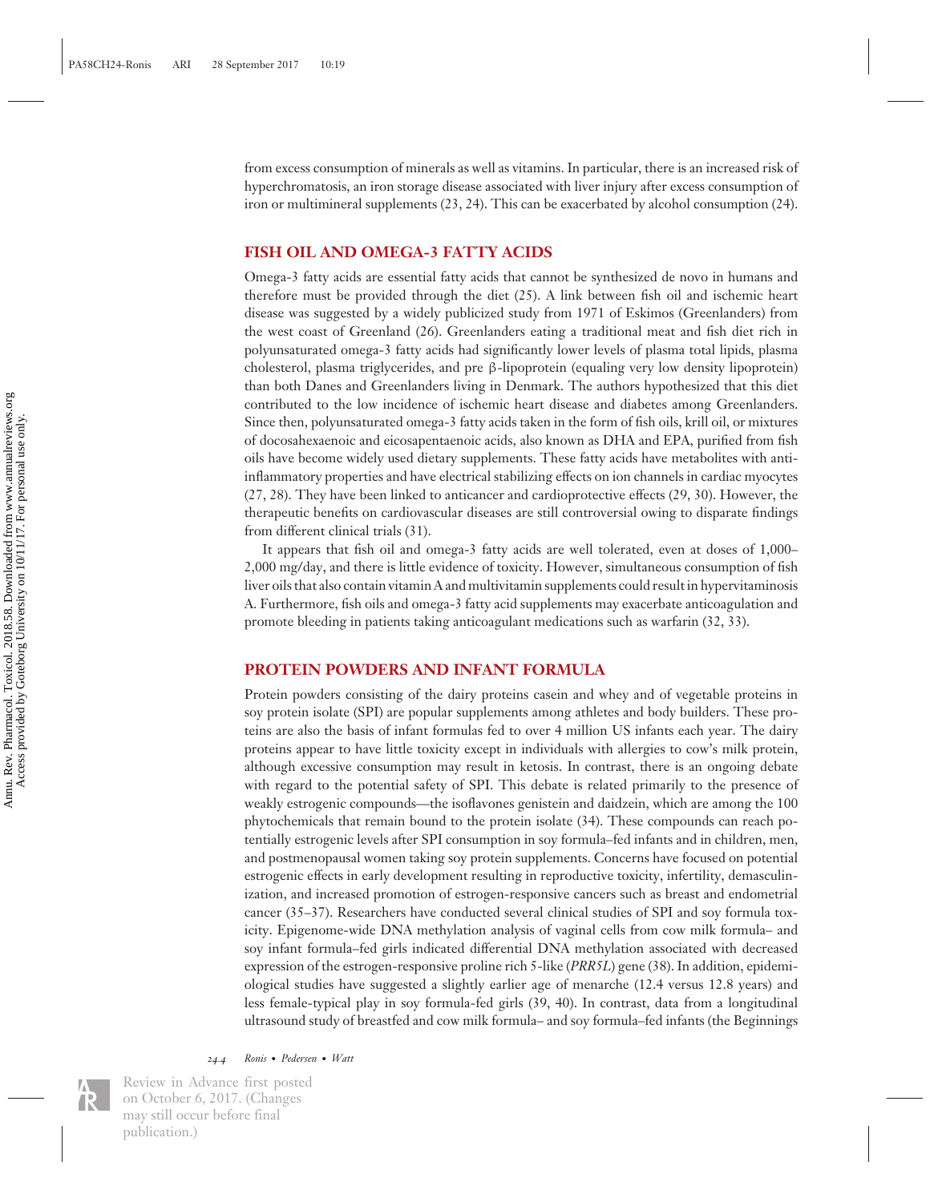from excess consumption of minerals as well as vitamins. In particular, there is an increased risk of hyperchromatosis, an iron storage disease associated with liver injury after excess consumption of iron or multimineral supplements (23, 24). This can be exacerbated by alcohol consumption (24).

## FISH OIL AND OMEGA-3 FATTY ACIDS

Omega-3 fatty acids are essential fatty acids that cannot be synthesized de novo in humans and therefore must be provided through the diet (25). A link between fish oil and ischemic heart disease was suggested by a widely publicized study from 1971 of Eskimos (Greenlanders) from the west coast of Greenland (26). Greenlanders eating a traditional meat and fish diet rich in polyunsaturated omega-3 fatty acids had significantly lower levels of plasma total lipids, plasma cholesterol, plasma triglycerides, and pre β-lipoprotein (equaling very low density lipoprotein) than both Danes and Greenlanders living in Denmark. The authors hypothesized that this diet contributed to the low incidence of ischemic heart disease and diabetes among Greenlanders. Since then, polyunsaturated omega-3 fatty acids taken in the form of fish oils, krill oil, or mixtures of docosahexaenoic and eicosapentaenoic acids, also known as DHA and EPA, purified from fish oils have become widely used dietary supplements. These fatty acids have metabolites with anti-inflammatory properties and have electrical stabilizing effects on ion channels in cardiac myocytes (27, 28). They have been linked to anticancer and cardioprotective effects (29, 30). However, the therapeutic benefits on cardiovascular diseases are still controversial owing to disparate findings from different clinical trials (31).

It appears that fish oil and omega-3 fatty acids are well tolerated, even at doses of 1,000–2,000 mg/day, and there is little evidence of toxicity. However, simultaneous consumption of fish liver oils that also contain vitamin A and multivitamin supplements could result in hypervitaminosis A. Furthermore, fish oils and omega-3 fatty acid supplements may exacerbate anticoagulation and promote bleeding in patients taking anticoagulant medications such as warfarin (32, 33).

## PROTEIN POWDERS AND INFANT FORMULA

Protein powders consisting of the dairy proteins casein and whey and of vegetable proteins in soy protein isolate (SPI) are popular supplements among athletes and body builders. These proteins are also the basis of infant formulas fed to over 4 million US infants each year. The dairy proteins appear to have little toxicity except in individuals with allergies to cow's milk protein, although excessive consumption may result in ketosis. In contrast, there is an ongoing debate with regard to the potential safety of SPI. This debate is related primarily to the presence of weakly estrogenic compounds—the isoflavones genistein and daidzein, which are among the 100 phytochemicals that remain bound to the protein isolate (34). These compounds can reach potentially estrogenic levels after SPI consumption in soy formula–fed infants and in children, men, and postmenopausal women taking soy protein supplements. Concerns have focused on potential estrogenic effects in early development resulting in reproductive toxicity, infertility, demasculinization, and increased promotion of estrogen-responsive cancers such as breast and endometrial cancer (35–37). Researchers have conducted several clinical studies of SPI and soy formula toxicity. Epigenome-wide DNA methylation analysis of vaginal cells from cow milk formula– and soy infant formula–fed girls indicated differential DNA methylation associated with decreased expression of the estrogen-responsive proline rich 5-like (*PRR5L*) gene (38). In addition, epidemiological studies have suggested a slightly earlier age of menarche (12.4 versus 12.8 years) and less female-typical play in soy formula-fed girls (39, 40). In contrast, data from a longitudinal ultrasound study of breastfed and cow milk formula– and soy formula–fed infants (the Beginnings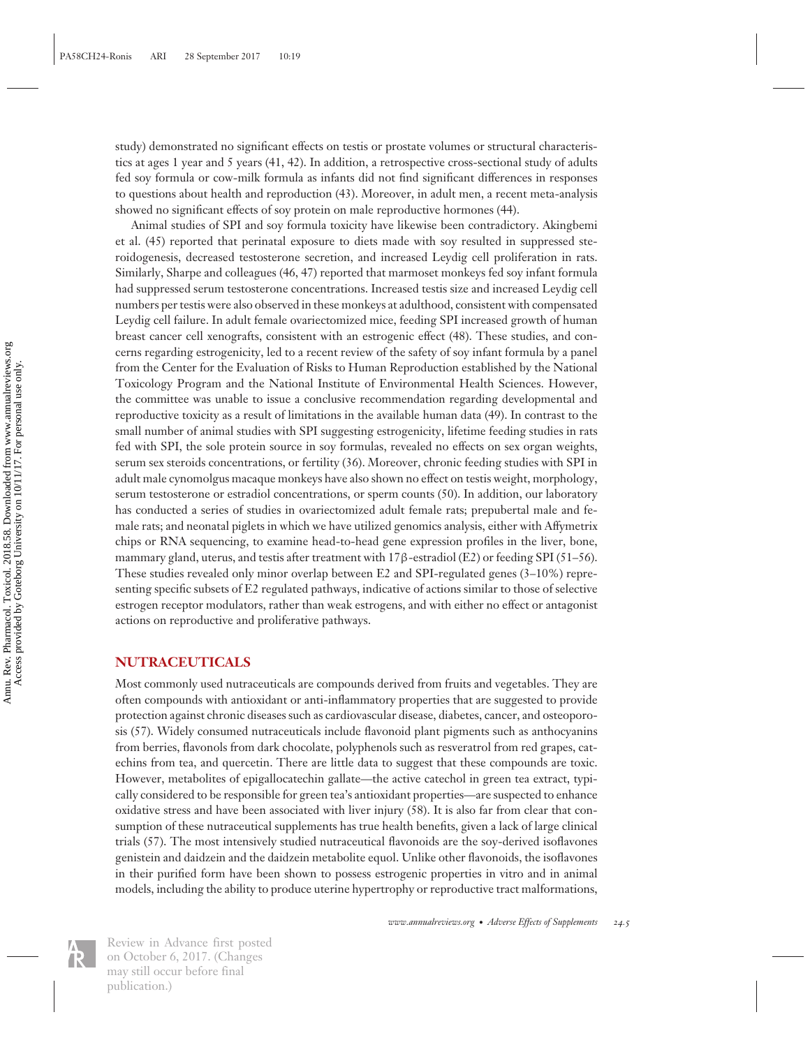study) demonstrated no significant effects on testis or prostate volumes or structural characteristics at ages 1 year and 5 years (41, 42). In addition, a retrospective cross-sectional study of adults fed soy formula or cow-milk formula as infants did not find significant differences in responses to questions about health and reproduction (43). Moreover, in adult men, a recent meta-analysis showed no significant effects of soy protein on male reproductive hormones (44).

Animal studies of SPI and soy formula toxicity have likewise been contradictory. Akingbemi et al. (45) reported that perinatal exposure to diets made with soy resulted in suppressed steroidogenesis, decreased testosterone secretion, and increased Leydig cell proliferation in rats. Similarly, Sharpe and colleagues (46, 47) reported that marmoset monkeys fed soy infant formula had suppressed serum testosterone concentrations. Increased testis size and increased Leydig cell numbers per testis were also observed in these monkeys at adulthood, consistent with compensated Leydig cell failure. In adult female ovariectomized mice, feeding SPI increased growth of human breast cancer cell xenografts, consistent with an estrogenic effect (48). These studies, and concerns regarding estrogenicity, led to a recent review of the safety of soy infant formula by a panel from the Center for the Evaluation of Risks to Human Reproduction established by the National Toxicology Program and the National Institute of Environmental Health Sciences. However, the committee was unable to issue a conclusive recommendation regarding developmental and reproductive toxicity as a result of limitations in the available human data (49). In contrast to the small number of animal studies with SPI suggesting estrogenicity, lifetime feeding studies in rats fed with SPI, the sole protein source in soy formulas, revealed no effects on sex organ weights, serum sex steroids concentrations, or fertility (36). Moreover, chronic feeding studies with SPI in adult male cynomolgus macaque monkeys have also shown no effect on testis weight, morphology, serum testosterone or estradiol concentrations, or sperm counts (50). In addition, our laboratory has conducted a series of studies in ovariectomized adult female rats; prepubertal male and female rats; and neonatal piglets in which we have utilized genomics analysis, either with Affymetrix chips or RNA sequencing, to examine head-to-head gene expression profiles in the liver, bone, mammary gland, uterus, and testis after treatment with 17β-estradiol (E2) or feeding SPI (51–56). These studies revealed only minor overlap between E2 and SPI-regulated genes (3–10%) representing specific subsets of E2 regulated pathways, indicative of actions similar to those of selective estrogen receptor modulators, rather than weak estrogens, and with either no effect or antagonist actions on reproductive and proliferative pathways.

## NUTRACEUTICALS

Most commonly used nutraceuticals are compounds derived from fruits and vegetables. They are often compounds with antioxidant or anti-inflammatory properties that are suggested to provide protection against chronic diseases such as cardiovascular disease, diabetes, cancer, and osteoporosis (57). Widely consumed nutraceuticals include flavonoid plant pigments such as anthocyanins from berries, flavonols from dark chocolate, polyphenols such as resveratrol from red grapes, catechins from tea, and quercetin. There are little data to suggest that these compounds are toxic. However, metabolites of epigallocatechin gallate—the active catechol in green tea extract, typically considered to be responsible for green tea's antioxidant properties—are suspected to enhance oxidative stress and have been associated with liver injury (58). It is also far from clear that consumption of these nutraceutical supplements has true health benefits, given a lack of large clinical trials (57). The most intensively studied nutraceutical flavonoids are the soy-derived isoflavones genistein and daidzein and the daidzein metabolite equol. Unlike other flavonoids, the isoflavones in their purified form have been shown to possess estrogenic properties in vitro and in animal models, including the ability to produce uterine hypertrophy or reproductive tract malformations,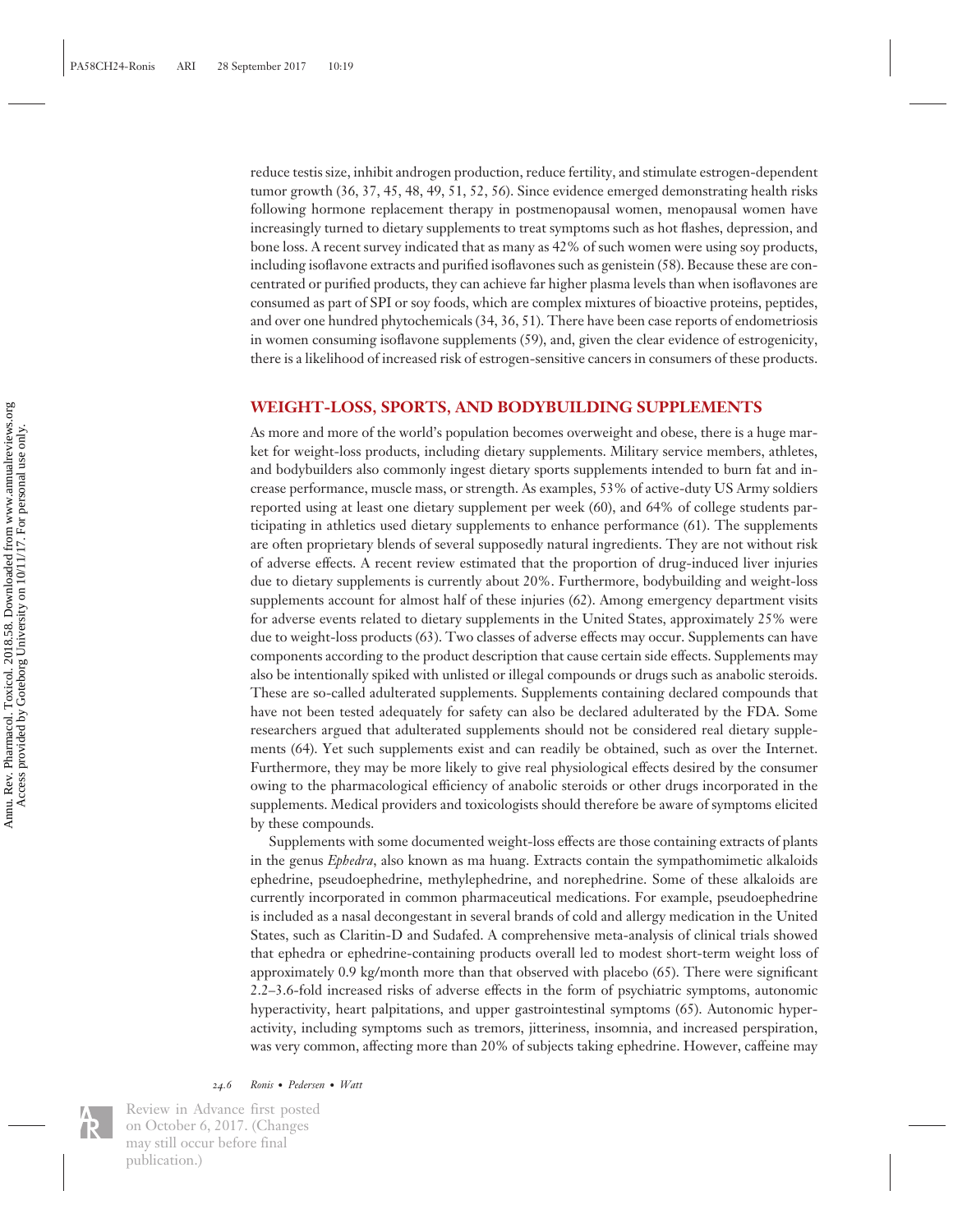reduce testis size, inhibit androgen production, reduce fertility, and stimulate estrogen-dependent tumor growth (36, 37, 45, 48, 49, 51, 52, 56). Since evidence emerged demonstrating health risks following hormone replacement therapy in postmenopausal women, menopausal women have increasingly turned to dietary supplements to treat symptoms such as hot flashes, depression, and bone loss. A recent survey indicated that as many as 42% of such women were using soy products, including isoflavone extracts and purified isoflavones such as genistein (58). Because these are concentrated or purified products, they can achieve far higher plasma levels than when isoflavones are consumed as part of SPI or soy foods, which are complex mixtures of bioactive proteins, peptides, and over one hundred phytochemicals (34, 36, 51). There have been case reports of endometriosis in women consuming isoflavone supplements (59), and, given the clear evidence of estrogenicity, there is a likelihood of increased risk of estrogen-sensitive cancers in consumers of these products.

## WEIGHT-LOSS, SPORTS, AND BODYBUILDING SUPPLEMENTS

As more and more of the world's population becomes overweight and obese, there is a huge market for weight-loss products, including dietary supplements. Military service members, athletes, and bodybuilders also commonly ingest dietary sports supplements intended to burn fat and increase performance, muscle mass, or strength. As examples, 53% of active-duty US Army soldiers reported using at least one dietary supplement per week (60), and 64% of college students participating in athletics used dietary supplements to enhance performance (61). The supplements are often proprietary blends of several supposedly natural ingredients. They are not without risk of adverse effects. A recent review estimated that the proportion of drug-induced liver injuries due to dietary supplements is currently about 20%. Furthermore, bodybuilding and weight-loss supplements account for almost half of these injuries (62). Among emergency department visits for adverse events related to dietary supplements in the United States, approximately 25% were due to weight-loss products (63). Two classes of adverse effects may occur. Supplements can have components according to the product description that cause certain side effects. Supplements may also be intentionally spiked with unlisted or illegal compounds or drugs such as anabolic steroids. These are so-called adulterated supplements. Supplements containing declared compounds that have not been tested adequately for safety can also be declared adulterated by the FDA. Some researchers argued that adulterated supplements should not be considered real dietary supplements (64). Yet such supplements exist and can readily be obtained, such as over the Internet. Furthermore, they may be more likely to give real physiological effects desired by the consumer owing to the pharmacological efficiency of anabolic steroids or other drugs incorporated in the supplements. Medical providers and toxicologists should therefore be aware of symptoms elicited by these compounds.

Supplements with some documented weight-loss effects are those containing extracts of plants in the genus *Ephedra*, also known as ma huang. Extracts contain the sympathomimetic alkaloids ephedrine, pseudoephedrine, methylephedrine, and norephedrine. Some of these alkaloids are currently incorporated in common pharmaceutical medications. For example, pseudoephedrine is included as a nasal decongestant in several brands of cold and allergy medication in the United States, such as Claritin-D and Sudafed. A comprehensive meta-analysis of clinical trials showed that ephedra or ephedrine-containing products overall led to modest short-term weight loss of approximately 0.9 kg/month more than that observed with placebo (65). There were significant 2.2–3.6-fold increased risks of adverse effects in the form of psychiatric symptoms, autonomic hyperactivity, heart palpitations, and upper gastrointestinal symptoms (65). Autonomic hyperactivity, including symptoms such as tremors, jitteriness, insomnia, and increased perspiration, was very common, affecting more than 20% of subjects taking ephedrine. However, caffeine may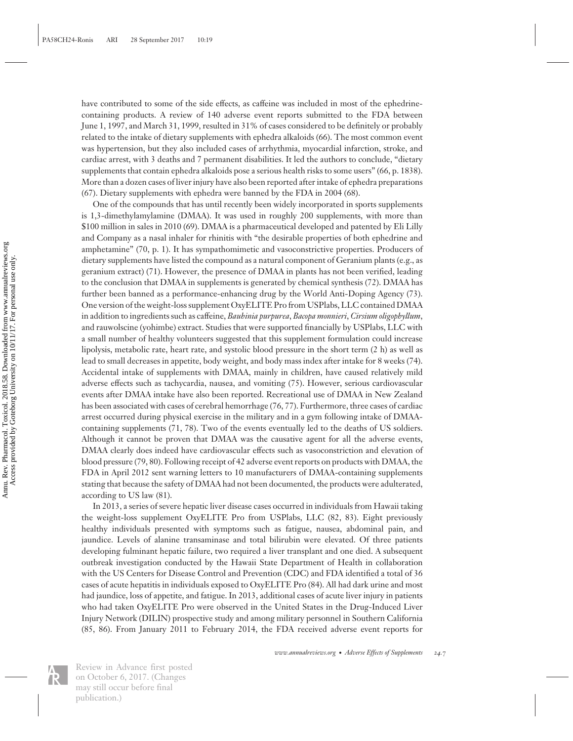have contributed to some of the side effects, as caffeine was included in most of the ephedrine-containing products. A review of 140 adverse event reports submitted to the FDA between June 1, 1997, and March 31, 1999, resulted in 31% of cases considered to be definitely or probably related to the intake of dietary supplements with ephedra alkaloids (66). The most common event was hypertension, but they also included cases of arrhythmia, myocardial infarction, stroke, and cardiac arrest, with 3 deaths and 7 permanent disabilities. It led the authors to conclude, "dietary supplements that contain ephedra alkaloids pose a serious health risks to some users" (66, p. 1838). More than a dozen cases of liver injury have also been reported after intake of ephedra preparations (67). Dietary supplements with ephedra were banned by the FDA in 2004 (68).

One of the compounds that has until recently been widely incorporated in sports supplements is 1,3-dimethylamylamine (DMAA). It was used in roughly 200 supplements, with more than $100 million in sales in 2010 (69). DMAA is a pharmaceutical developed and patented by Eli Lilly and Company as a nasal inhaler for rhinitis with "the desirable properties of both ephedrine and amphetamine" (70, p. 1). It has sympathomimetic and vasoconstrictive properties. Producers of dietary supplements have listed the compound as a natural component of Geranium plants (e.g., as geranium extract) (71). However, the presence of DMAA in plants has not been verified, leading to the conclusion that DMAA in supplements is generated by chemical synthesis (72). DMAA has further been banned as a performance-enhancing drug by the World Anti-Doping Agency (73). One version of the weight-loss supplement OxyELITE Pro from USPlabs, LLC contained DMAA in addition to ingredients such as caffeine, *Bauhinia purpurea*, *Bacopa monnieri*, *Cirsium oligophyllum*, and rauwolscine (yohimbe) extract. Studies that were supported financially by USPlabs, LLC with a small number of healthy volunteers suggested that this supplement formulation could increase lipolysis, metabolic rate, heart rate, and systolic blood pressure in the short term (2 h) as well as lead to small decreases in appetite, body weight, and body mass index after intake for 8 weeks (74). Accidental intake of supplements with DMAA, mainly in children, have caused relatively mild adverse effects such as tachycardia, nausea, and vomiting (75). However, serious cardiovascular events after DMAA intake have also been reported. Recreational use of DMAA in New Zealand has been associated with cases of cerebral hemorrhage (76, 77). Furthermore, three cases of cardiac arrest occurred during physical exercise in the military and in a gym following intake of DMAA-containing supplements (71, 78). Two of the events eventually led to the deaths of US soldiers. Although it cannot be proven that DMAA was the causative agent for all the adverse events, DMAA clearly does indeed have cardiovascular effects such as vasoconstriction and elevation of blood pressure (79, 80). Following receipt of 42 adverse event reports on products with DMAA, the FDA in April 2012 sent warning letters to 10 manufacturers of DMAA-containing supplements stating that because the safety of DMAA had not been documented, the products were adulterated, according to US law (81).

In 2013, a series of severe hepatic liver disease cases occurred in individuals from Hawaii taking the weight-loss supplement OxyELITE Pro from USPlabs, LLC (82, 83). Eight previously healthy individuals presented with symptoms such as fatigue, nausea, abdominal pain, and jaundice. Levels of alanine transaminase and total bilirubin were elevated. Of three patients developing fulminant hepatic failure, two required a liver transplant and one died. A subsequent outbreak investigation conducted by the Hawaii State Department of Health in collaboration with the US Centers for Disease Control and Prevention (CDC) and FDA identified a total of 36 cases of acute hepatitis in individuals exposed to OxyELITE Pro (84). All had dark urine and most had jaundice, loss of appetite, and fatigue. In 2013, additional cases of acute liver injury in patients who had taken OxyELITE Pro were observed in the United States in the Drug-Induced Liver Injury Network (DILIN) prospective study and among military personnel in Southern California (85, 86). From January 2011 to February 2014, the FDA received adverse event reports for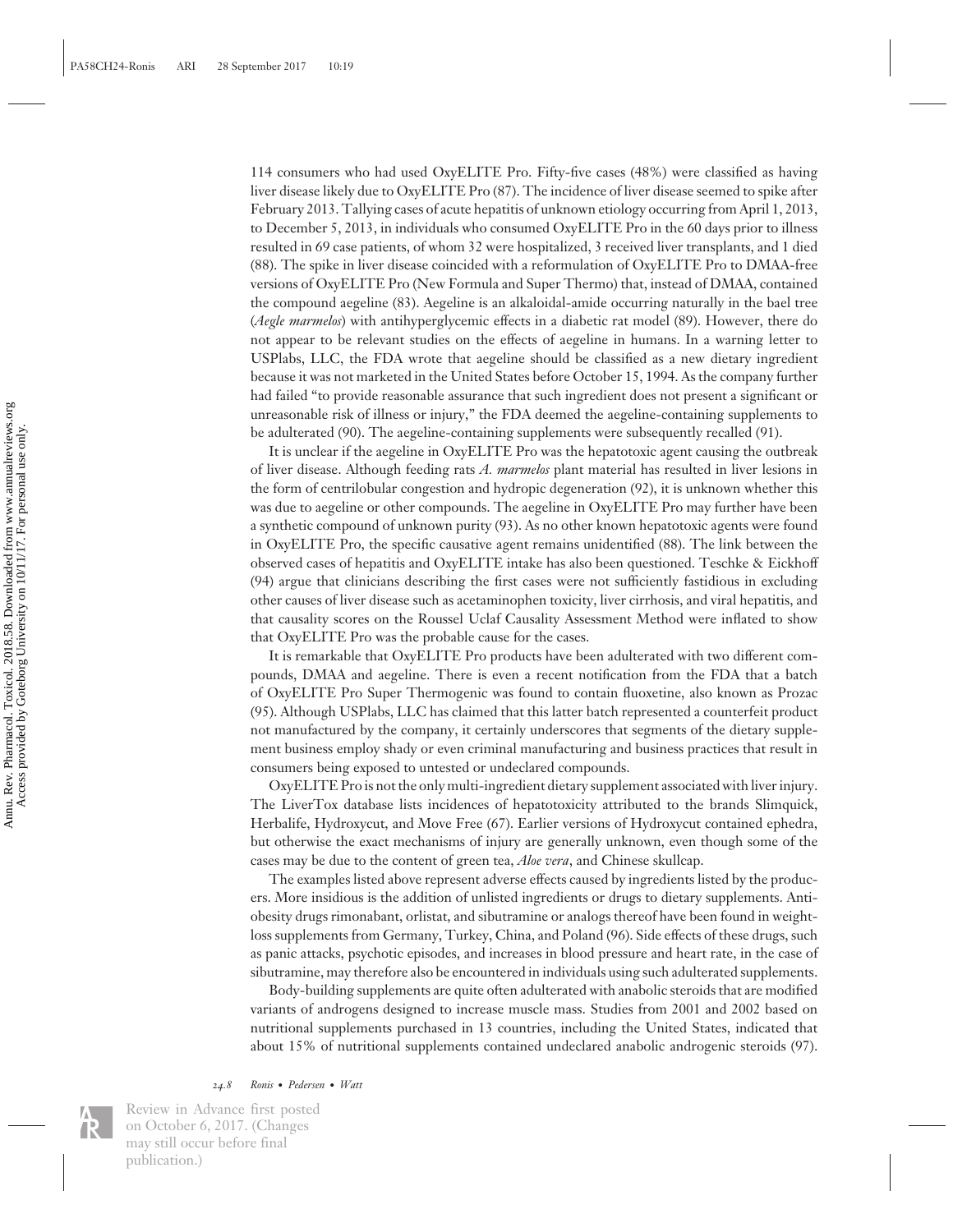114 consumers who had used OxyELITE Pro. Fifty-five cases (48%) were classified as having liver disease likely due to OxyELITE Pro (87). The incidence of liver disease seemed to spike after February 2013. Tallying cases of acute hepatitis of unknown etiology occurring from April 1, 2013, to December 5, 2013, in individuals who consumed OxyELITE Pro in the 60 days prior to illness resulted in 69 case patients, of whom 32 were hospitalized, 3 received liver transplants, and 1 died (88). The spike in liver disease coincided with a reformulation of OxyELITE Pro to DMAA-free versions of OxyELITE Pro (New Formula and Super Thermo) that, instead of DMAA, contained the compound aegeline (83). Aegeline is an alkaloidal-amide occurring naturally in the bael tree (*Aegle marmelos*) with antihyperglycemic effects in a diabetic rat model (89). However, there do not appear to be relevant studies on the effects of aegeline in humans. In a warning letter to USPlabs, LLC, the FDA wrote that aegeline should be classified as a new dietary ingredient because it was not marketed in the United States before October 15, 1994. As the company further had failed "to provide reasonable assurance that such ingredient does not present a significant or unreasonable risk of illness or injury," the FDA deemed the aegeline-containing supplements to be adulterated (90). The aegeline-containing supplements were subsequently recalled (91).

It is unclear if the aegeline in OxyELITE Pro was the hepatotoxic agent causing the outbreak of liver disease. Although feeding rats *A. marmelos* plant material has resulted in liver lesions in the form of centrilobular congestion and hydropic degeneration (92), it is unknown whether this was due to aegeline or other compounds. The aegeline in OxyELITE Pro may further have been a synthetic compound of unknown purity (93). As no other known hepatotoxic agents were found in OxyELITE Pro, the specific causative agent remains unidentified (88). The link between the observed cases of hepatitis and OxyELITE intake has also been questioned. Teschke & Eickhoff (94) argue that clinicians describing the first cases were not sufficiently fastidious in excluding other causes of liver disease such as acetaminophen toxicity, liver cirrhosis, and viral hepatitis, and that causality scores on the Roussel Uclaf Causality Assessment Method were inflated to show that OxyELITE Pro was the probable cause for the cases.

It is remarkable that OxyELITE Pro products have been adulterated with two different compounds, DMAA and aegeline. There is even a recent notification from the FDA that a batch of OxyELITE Pro Super Thermogenic was found to contain fluoxetine, also known as Prozac (95). Although USPlabs, LLC has claimed that this latter batch represented a counterfeit product not manufactured by the company, it certainly underscores that segments of the dietary supplement business employ shady or even criminal manufacturing and business practices that result in consumers being exposed to untested or undeclared compounds.

OxyELITE Pro is not the only multi-ingredient dietary supplement associated with liver injury. The LiverTox database lists incidences of hepatotoxicity attributed to the brands Slimquick, Herbalife, Hydroxycut, and Move Free (67). Earlier versions of Hydroxycut contained ephedra, but otherwise the exact mechanisms of injury are generally unknown, even though some of the cases may be due to the content of green tea, *Aloe vera*, and Chinese skullcap.

The examples listed above represent adverse effects caused by ingredients listed by the producers. More insidious is the addition of unlisted ingredients or drugs to dietary supplements. Anti-obesity drugs rimonabant, orlistat, and sibutramine or analogs thereof have been found in weight-loss supplements from Germany, Turkey, China, and Poland (96). Side effects of these drugs, such as panic attacks, psychotic episodes, and increases in blood pressure and heart rate, in the case of sibutramine, may therefore also be encountered in individuals using such adulterated supplements.

Body-building supplements are quite often adulterated with anabolic steroids that are modified variants of androgens designed to increase muscle mass. Studies from 2001 and 2002 based on nutritional supplements purchased in 13 countries, including the United States, indicated that about 15% of nutritional supplements contained undeclared anabolic androgenic steroids (97).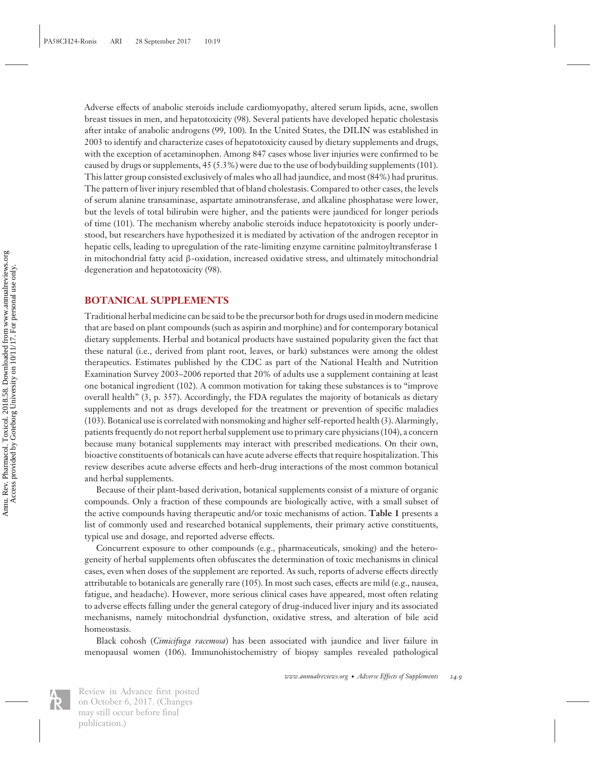Adverse effects of anabolic steroids include cardiomyopathy, altered serum lipids, acne, swollen breast tissues in men, and hepatotoxicity (98). Several patients have developed hepatic cholestasis after intake of anabolic androgens (99, 100). In the United States, the DILIN was established in 2003 to identify and characterize cases of hepatotoxicity caused by dietary supplements and drugs, with the exception of acetaminophen. Among 847 cases whose liver injuries were confirmed to be caused by drugs or supplements, 45 (5.3%) were due to the use of bodybuilding supplements (101). This latter group consisted exclusively of males who all had jaundice, and most (84%) had pruritus. The pattern of liver injury resembled that of bland cholestasis. Compared to other cases, the levels of serum alanine transaminase, aspartate aminotransferase, and alkaline phosphatase were lower, but the levels of total bilirubin were higher, and the patients were jaundiced for longer periods of time (101). The mechanism whereby anabolic steroids induce hepatotoxicity is poorly understood, but researchers have hypothesized it is mediated by activation of the androgen receptor in hepatic cells, leading to upregulation of the rate-limiting enzyme carnitine palmitoyltransferase 1 in mitochondrial fatty acid β-oxidation, increased oxidative stress, and ultimately mitochondrial degeneration and hepatotoxicity (98).

## BOTANICAL SUPPLEMENTS

Traditional herbal medicine can be said to be the precursor both for drugs used in modern medicine that are based on plant compounds (such as aspirin and morphine) and for contemporary botanical dietary supplements. Herbal and botanical products have sustained popularity given the fact that these natural (i.e., derived from plant root, leaves, or bark) substances were among the oldest therapeutics. Estimates published by the CDC as part of the National Health and Nutrition Examination Survey 2003–2006 reported that 20% of adults use a supplement containing at least one botanical ingredient (102). A common motivation for taking these substances is to "improve overall health" (3, p. 357). Accordingly, the FDA regulates the majority of botanicals as dietary supplements and not as drugs developed for the treatment or prevention of specific maladies (103). Botanical use is correlated with nonsmoking and higher self-reported health (3). Alarmingly, patients frequently do not report herbal supplement use to primary care physicians (104), a concern because many botanical supplements may interact with prescribed medications. On their own, bioactive constituents of botanicals can have acute adverse effects that require hospitalization. This review describes acute adverse effects and herb-drug interactions of the most common botanical and herbal supplements.

Because of their plant-based derivation, botanical supplements consist of a mixture of organic compounds. Only a fraction of these compounds are biologically active, with a small subset of the active compounds having therapeutic and/or toxic mechanisms of action. **Table 1** presents a list of commonly used and researched botanical supplements, their primary active constituents, typical use and dosage, and reported adverse effects.

Concurrent exposure to other compounds (e.g., pharmaceuticals, smoking) and the heterogeneity of herbal supplements often obfuscates the determination of toxic mechanisms in clinical cases, even when doses of the supplement are reported. As such, reports of adverse effects directly attributable to botanicals are generally rare (105). In most such cases, effects are mild (e.g., nausea, fatigue, and headache). However, more serious clinical cases have appeared, most often relating to adverse effects falling under the general category of drug-induced liver injury and its associated mechanisms, namely mitochondrial dysfunction, oxidative stress, and alteration of bile acid homeostasis.

Black cohosh (*Cimicifuga racemosa*) has been associated with jaundice and liver failure in menopausal women (106). Immunohistochemistry of biopsy samples revealed pathological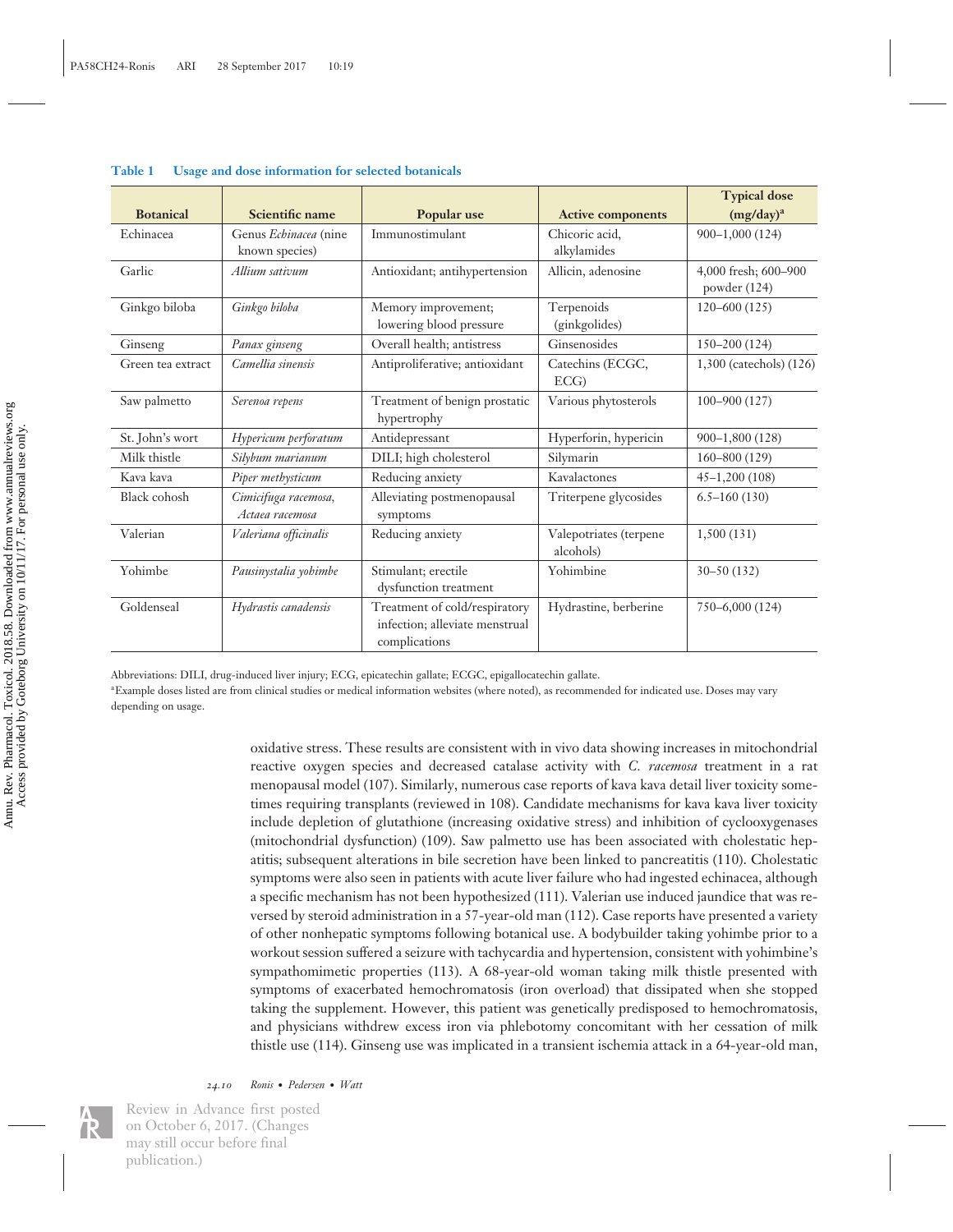**Table 1 Usage and dose information for selected botanicals**

| Botanical | Scientific name | Popular use | Active components | Typical dose (mg/day)[a] |
|---|---|---|---|---|
| Echinacea | Genus *Echinacea* (nine known species) | Immunostimulant | Chicoric acid, alkylamides | 900–1,000 (124) |
| Garlic | *Allium sativum* | Antioxidant; antihypertension | Allicin, adenosine | 4,000 fresh; 600–900 powder (124) |
| Ginkgo biloba | *Ginkgo biloba* | Memory improvement; lowering blood pressure | Terpenoids (ginkgolides) | 120–600 (125) |
| Ginseng | *Panax ginseng* | Overall health; antistress | Ginsenosides | 150–200 (124) |
| Green tea extract | *Camellia sinensis* | Antiproliferative; antioxidant | Catechins (ECGC, ECG) | 1,300 (catechols) (126) |
| Saw palmetto | *Serenoa repens* | Treatment of benign prostatic hypertrophy | Various phytosterols | 100–900 (127) |
| St. John's wort | *Hypericum perforatum* | Antidepressant | Hyperforin, hypericin | 900–1,800 (128) |
| Milk thistle | *Silybum marianum* | DILI; high cholesterol | Silymarin | 160–800 (129) |
| Kava kava | *Piper methysticum* | Reducing anxiety | Kavalactones | 45–1,200 (108) |
| Black cohosh | *Cimicifuga racemosa*, *Actaea racemosa* | Alleviating postmenopausal symptoms | Triterpene glycosides | 6.5–160 (130) |
| Valerian | *Valeriana officinalis* | Reducing anxiety | Valepotriates (terpene alcohols) | 1,500 (131) |
| Yohimbe | *Pausinystalia yohimbe* | Stimulant; erectile dysfunction treatment | Yohimbine | 30–50 (132) |
| Goldenseal | *Hydrastis canadensis* | Treatment of cold/respiratory infection; alleviate menstrual complications | Hydrastine, berberine | 750–6,000 (124) |

Abbreviations: DILI, drug-induced liver injury; ECG, epicatechin gallate; ECGC, epigallocatechin gallate.

[a]Example doses listed are from clinical studies or medical information websites (where noted), as recommended for indicated use. Doses may vary depending on usage.

oxidative stress. These results are consistent with in vivo data showing increases in mitochondrial reactive oxygen species and decreased catalase activity with *C. racemosa* treatment in a rat menopausal model (107). Similarly, numerous case reports of kava kava detail liver toxicity sometimes requiring transplants (reviewed in 108). Candidate mechanisms for kava kava liver toxicity include depletion of glutathione (increasing oxidative stress) and inhibition of cyclooxygenases (mitochondrial dysfunction) (109). Saw palmetto use has been associated with cholestatic hepatitis; subsequent alterations in bile secretion have been linked to pancreatitis (110). Cholestatic symptoms were also seen in patients with acute liver failure who had ingested echinacea, although a specific mechanism has not been hypothesized (111). Valerian use induced jaundice that was reversed by steroid administration in a 57-year-old man (112). Case reports have presented a variety of other nonhepatic symptoms following botanical use. A bodybuilder taking yohimbe prior to a workout session suffered a seizure with tachycardia and hypertension, consistent with yohimbine's sympathomimetic properties (113). A 68-year-old woman taking milk thistle presented with symptoms of exacerbated hemochromatosis (iron overload) that dissipated when she stopped taking the supplement. However, this patient was genetically predisposed to hemochromatosis, and physicians withdrew excess iron via phlebotomy concomitant with her cessation of milk thistle use (114). Ginseng use was implicated in a transient ischemia attack in a 64-year-old man,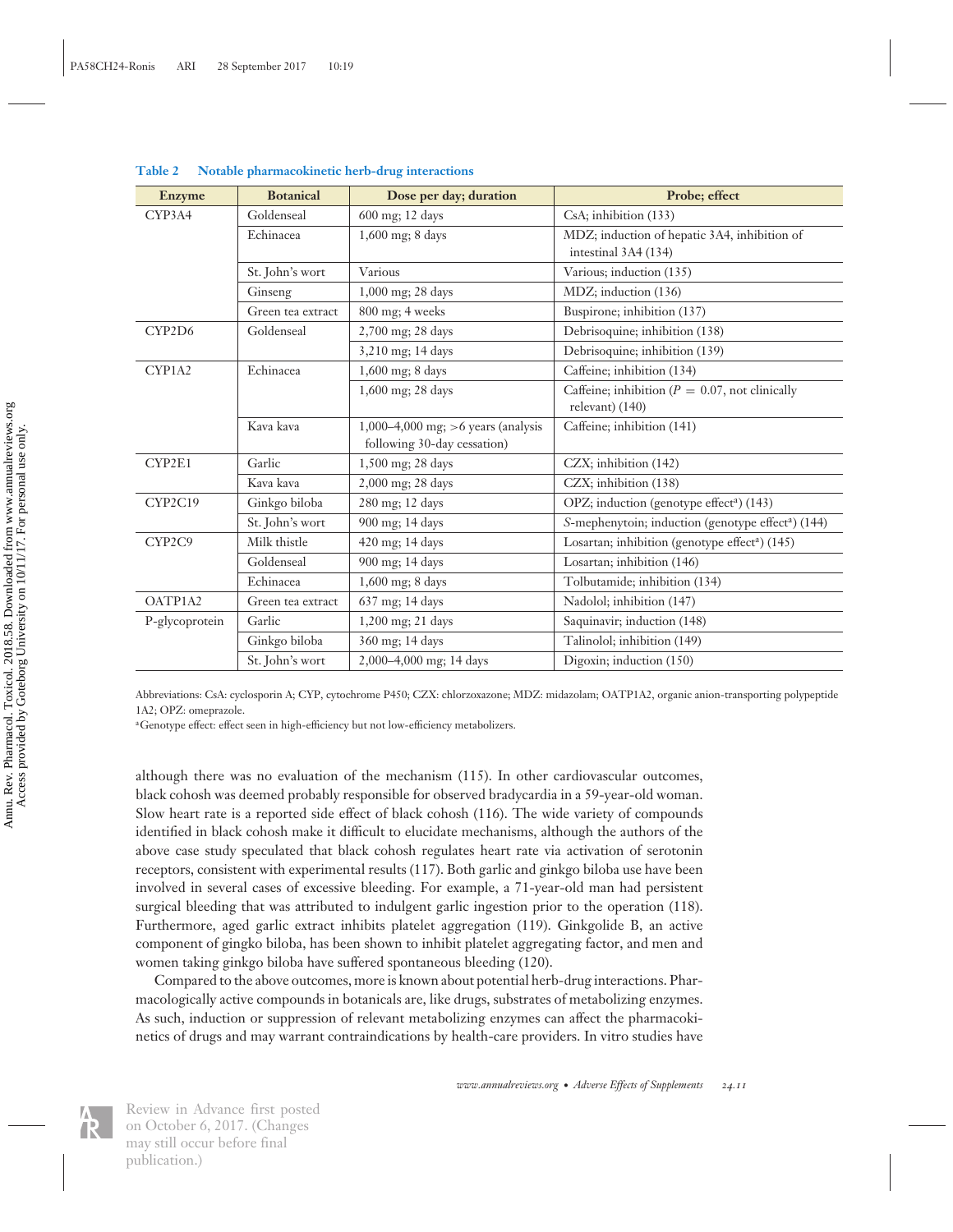**Table 2 Notable pharmacokinetic herb-drug interactions**

| Enzyme | Botanical | Dose per day; duration | Probe; effect |
|---|---|---|---|
| CYP3A4 | Goldenseal | 600 mg; 12 days | CsA; inhibition (133) |
| | Echinacea | 1,600 mg; 8 days | MDZ; induction of hepatic 3A4, inhibition of intestinal 3A4 (134) |
| | St. John's wort | Various | Various; induction (135) |
| | Ginseng | 1,000 mg; 28 days | MDZ; induction (136) |
| | Green tea extract | 800 mg; 4 weeks | Buspirone; inhibition (137) |
| CYP2D6 | Goldenseal | 2,700 mg; 28 days | Debrisoquine; inhibition (138) |
| | | 3,210 mg; 14 days | Debrisoquine; inhibition (139) |
| CYP1A2 | Echinacea | 1,600 mg; 8 days | Caffeine; inhibition (134) |
| | | 1,600 mg; 28 days | Caffeine; inhibition ($P = 0.07$, not clinically relevant) (140) |
| | Kava kava | 1,000–4,000 mg; >6 years (analysis following 30-day cessation) | Caffeine; inhibition (141) |
| CYP2E1 | Garlic | 1,500 mg; 28 days | CZX; inhibition (142) |
| | Kava kava | 2,000 mg; 28 days | CZX; inhibition (138) |
| CYP2C19 | Ginkgo biloba | 280 mg; 12 days | OPZ; induction (genotype effect[a]) (143) |
| | St. John's wort | 900 mg; 14 days | *S*-mephenytoin; induction (genotype effect[a]) (144) |
| CYP2C9 | Milk thistle | 420 mg; 14 days | Losartan; inhibition (genotype effect[a]) (145) |
| | Goldenseal | 900 mg; 14 days | Losartan; inhibition (146) |
| | Echinacea | 1,600 mg; 8 days | Tolbutamide; inhibition (134) |
| OATP1A2 | Green tea extract | 637 mg; 14 days | Nadolol; inhibition (147) |
| P-glycoprotein | Garlic | 1,200 mg; 21 days | Saquinavir; induction (148) |
| | Ginkgo biloba | 360 mg; 14 days | Talinolol; inhibition (149) |
| | St. John's wort | 2,000–4,000 mg; 14 days | Digoxin; induction (150) |

Abbreviations: CsA: cyclosporin A; CYP, cytochrome P450; CZX: chlorzoxazone; MDZ: midazolam; OATP1A2, organic anion-transporting polypeptide 1A2; OPZ: omeprazole.

[a]Genotype effect: effect seen in high-efficiency but not low-efficiency metabolizers.

although there was no evaluation of the mechanism (115). In other cardiovascular outcomes, black cohosh was deemed probably responsible for observed bradycardia in a 59-year-old woman. Slow heart rate is a reported side effect of black cohosh (116). The wide variety of compounds identified in black cohosh make it difficult to elucidate mechanisms, although the authors of the above case study speculated that black cohosh regulates heart rate via activation of serotonin receptors, consistent with experimental results (117). Both garlic and ginkgo biloba use have been involved in several cases of excessive bleeding. For example, a 71-year-old man had persistent surgical bleeding that was attributed to indulgent garlic ingestion prior to the operation (118). Furthermore, aged garlic extract inhibits platelet aggregation (119). Ginkgolide B, an active component of gingko biloba, has been shown to inhibit platelet aggregating factor, and men and women taking ginkgo biloba have suffered spontaneous bleeding (120).

Compared to the above outcomes, more is known about potential herb-drug interactions. Pharmacologically active compounds in botanicals are, like drugs, substrates of metabolizing enzymes. As such, induction or suppression of relevant metabolizing enzymes can affect the pharmacokinetics of drugs and may warrant contraindications by health-care providers. In vitro studies have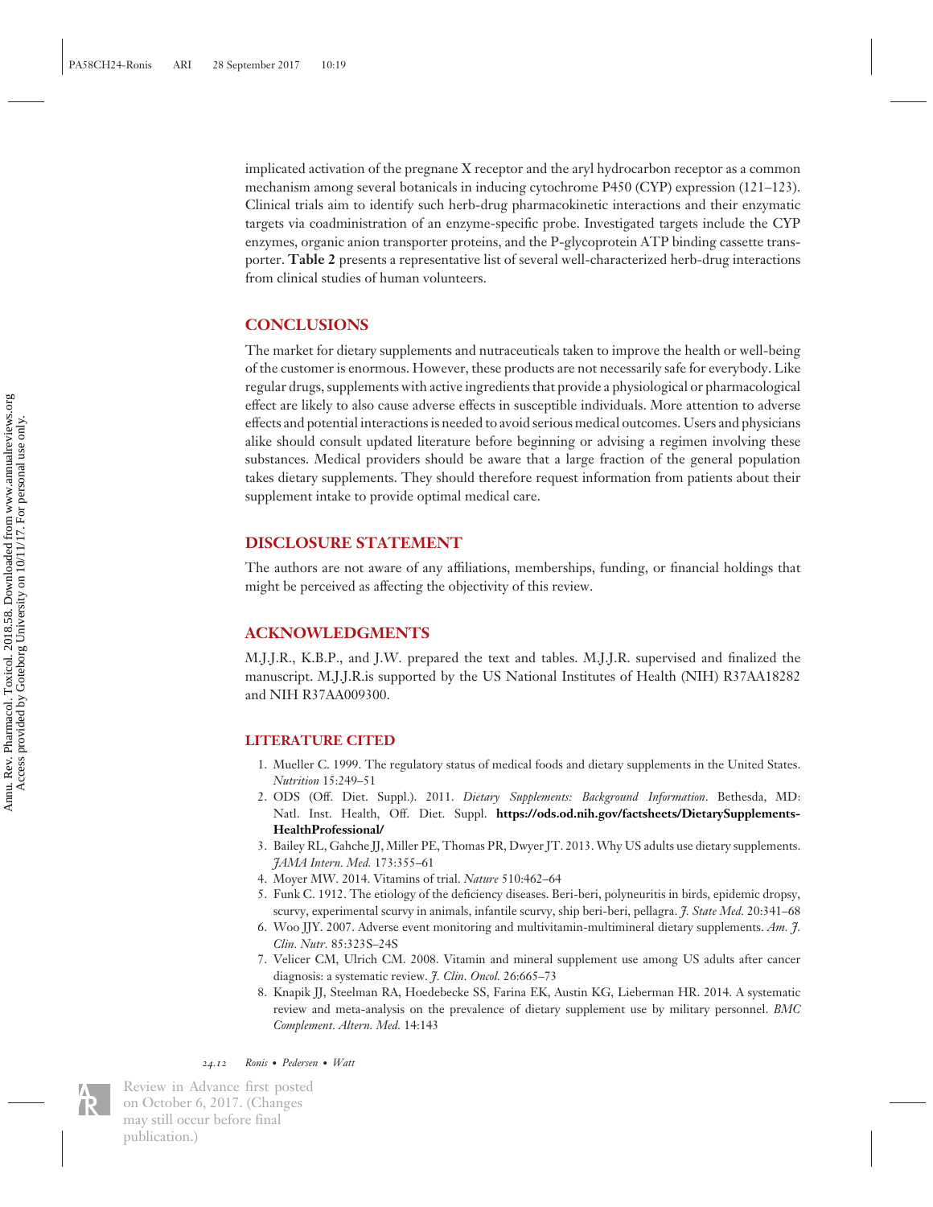implicated activation of the pregnane X receptor and the aryl hydrocarbon receptor as a common mechanism among several botanicals in inducing cytochrome P450 (CYP) expression (121–123). Clinical trials aim to identify such herb-drug pharmacokinetic interactions and their enzymatic targets via coadministration of an enzyme-specific probe. Investigated targets include the CYP enzymes, organic anion transporter proteins, and the P-glycoprotein ATP binding cassette transporter. **Table 2** presents a representative list of several well-characterized herb-drug interactions from clinical studies of human volunteers.

## CONCLUSIONS

The market for dietary supplements and nutraceuticals taken to improve the health or well-being of the customer is enormous. However, these products are not necessarily safe for everybody. Like regular drugs, supplements with active ingredients that provide a physiological or pharmacological effect are likely to also cause adverse effects in susceptible individuals. More attention to adverse effects and potential interactions is needed to avoid serious medical outcomes. Users and physicians alike should consult updated literature before beginning or advising a regimen involving these substances. Medical providers should be aware that a large fraction of the general population takes dietary supplements. They should therefore request information from patients about their supplement intake to provide optimal medical care.

## DISCLOSURE STATEMENT

The authors are not aware of any affiliations, memberships, funding, or financial holdings that might be perceived as affecting the objectivity of this review.

## ACKNOWLEDGMENTS

M.J.J.R., K.B.P., and J.W. prepared the text and tables. M.J.J.R. supervised and finalized the manuscript. M.J.J.R.is supported by the US National Institutes of Health (NIH) R37AA18282 and NIH R37AA009300.

## LITERATURE CITED

1. Mueller C. 1999. The regulatory status of medical foods and dietary supplements in the United States. *Nutrition* 15:249–51
2. ODS (Off. Diet. Suppl.). 2011. *Dietary Supplements: Background Information*. Bethesda, MD: Natl. Inst. Health, Off. Diet. Suppl. **https://ods.od.nih.gov/factsheets/DietarySupplements-HealthProfessional/**
3. Bailey RL, Gahche JJ, Miller PE, Thomas PR, Dwyer JT. 2013. Why US adults use dietary supplements. *JAMA Intern. Med.* 173:355–61
4. Moyer MW. 2014. Vitamins of trial. *Nature* 510:462–64
5. Funk C. 1912. The etiology of the deficiency diseases. Beri-beri, polyneuritis in birds, epidemic dropsy, scurvy, experimental scurvy in animals, infantile scurvy, ship beri-beri, pellagra. *J. State Med.* 20:341–68
6. Woo JJY. 2007. Adverse event monitoring and multivitamin-multimineral dietary supplements. *Am. J. Clin. Nutr.* 85:323S–24S
7. Velicer CM, Ulrich CM. 2008. Vitamin and mineral supplement use among US adults after cancer diagnosis: a systematic review. *J. Clin. Oncol.* 26:665–73
8. Knapik JJ, Steelman RA, Hoedebecke SS, Farina EK, Austin KG, Lieberman HR. 2014. A systematic review and meta-analysis on the prevalence of dietary supplement use by military personnel. *BMC Complement. Altern. Med.* 14:143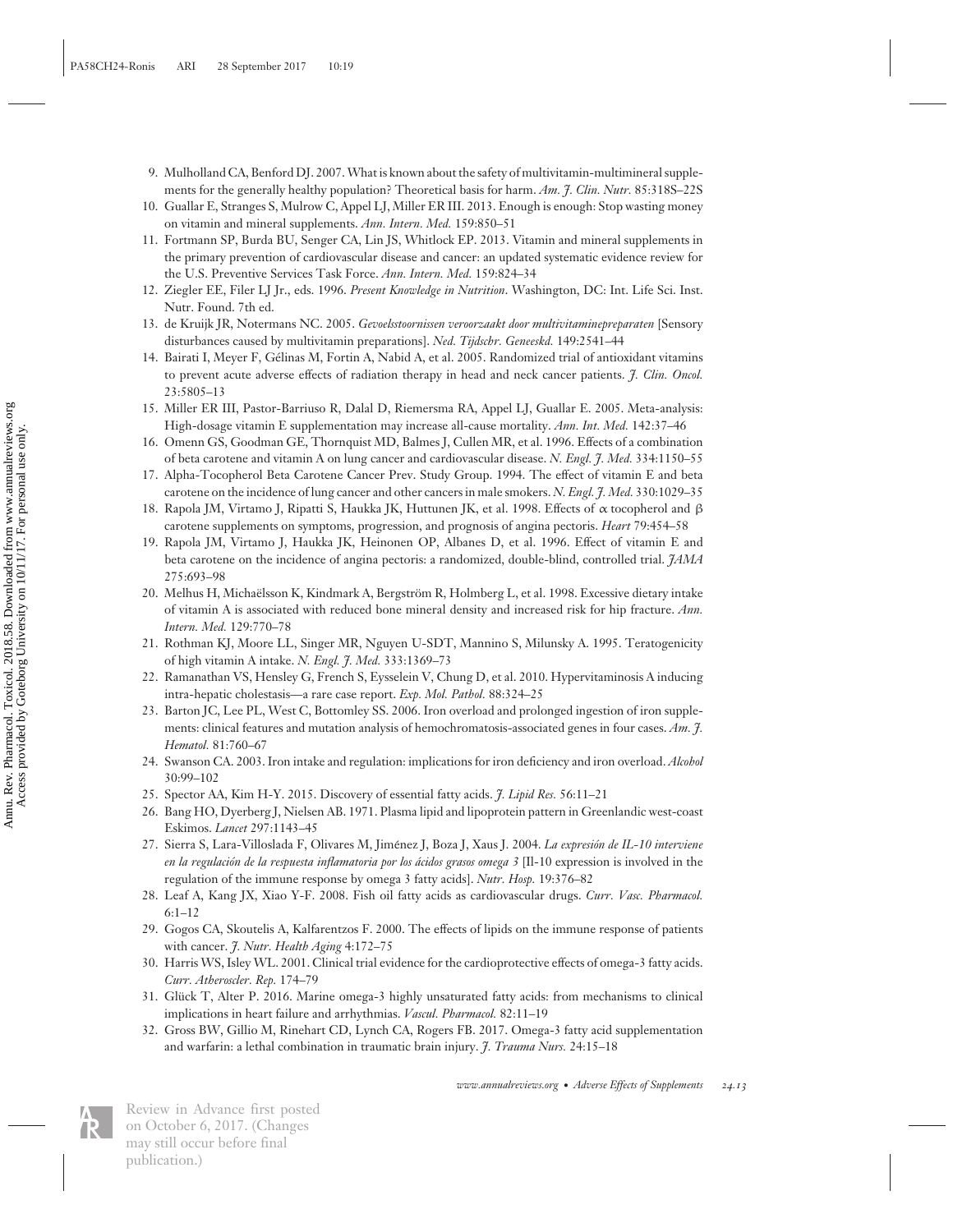9. Mulholland CA, Benford DJ. 2007. What is known about the safety of multivitamin-multimineral supplements for the generally healthy population? Theoretical basis for harm. *Am. J. Clin. Nutr.* 85:318S–22S
10. Guallar E, Stranges S, Mulrow C, Appel LJ, Miller ER III. 2013. Enough is enough: Stop wasting money on vitamin and mineral supplements. *Ann. Intern. Med.* 159:850–51
11. Fortmann SP, Burda BU, Senger CA, Lin JS, Whitlock EP. 2013. Vitamin and mineral supplements in the primary prevention of cardiovascular disease and cancer: an updated systematic evidence review for the U.S. Preventive Services Task Force. *Ann. Intern. Med.* 159:824–34
12. Ziegler EE, Filer LJ Jr., eds. 1996. *Present Knowledge in Nutrition*. Washington, DC: Int. Life Sci. Inst. Nutr. Found. 7th ed.
13. de Kruijk JR, Notermans NC. 2005. *Gevoelsstoornissen veroorzaakt door multivitaminepreparaten* [Sensory disturbances caused by multivitamin preparations]. *Ned. Tijdschr. Geneeskd.* 149:2541–44
14. Bairati I, Meyer F, Gélinas M, Fortin A, Nabid A, et al. 2005. Randomized trial of antioxidant vitamins to prevent acute adverse effects of radiation therapy in head and neck cancer patients. *J. Clin. Oncol.* 23:5805–13
15. Miller ER III, Pastor-Barriuso R, Dalal D, Riemersma RA, Appel LJ, Guallar E. 2005. Meta-analysis: High-dosage vitamin E supplementation may increase all-cause mortality. *Ann. Int. Med.* 142:37–46
16. Omenn GS, Goodman GE, Thornquist MD, Balmes J, Cullen MR, et al. 1996. Effects of a combination of beta carotene and vitamin A on lung cancer and cardiovascular disease. *N. Engl. J. Med.* 334:1150–55
17. Alpha-Tocopherol Beta Carotene Cancer Prev. Study Group. 1994. The effect of vitamin E and beta carotene on the incidence of lung cancer and other cancers in male smokers. *N. Engl. J. Med.* 330:1029–35
18. Rapola JM, Virtamo J, Ripatti S, Haukka JK, Huttunen JK, et al. 1998. Effects of $\alpha$ tocopherol and $\beta$ carotene supplements on symptoms, progression, and prognosis of angina pectoris. *Heart* 79:454–58
19. Rapola JM, Virtamo J, Haukka JK, Heinonen OP, Albanes D, et al. 1996. Effect of vitamin E and beta carotene on the incidence of angina pectoris: a randomized, double-blind, controlled trial. *JAMA* 275:693–98
20. Melhus H, Michaëlsson K, Kindmark A, Bergström R, Holmberg L, et al. 1998. Excessive dietary intake of vitamin A is associated with reduced bone mineral density and increased risk for hip fracture. *Ann. Intern. Med.* 129:770–78
21. Rothman KJ, Moore LL, Singer MR, Nguyen U-SDT, Mannino S, Milunsky A. 1995. Teratogenicity of high vitamin A intake. *N. Engl. J. Med.* 333:1369–73
22. Ramanathan VS, Hensley G, French S, Eysselein V, Chung D, et al. 2010. Hypervitaminosis A inducing intra-hepatic cholestasis—a rare case report. *Exp. Mol. Pathol.* 88:324–25
23. Barton JC, Lee PL, West C, Bottomley SS. 2006. Iron overload and prolonged ingestion of iron supplements: clinical features and mutation analysis of hemochromatosis-associated genes in four cases. *Am. J. Hematol.* 81:760–67
24. Swanson CA. 2003. Iron intake and regulation: implications for iron deficiency and iron overload. *Alcohol* 30:99–102
25. Spector AA, Kim H-Y. 2015. Discovery of essential fatty acids. *J. Lipid Res.* 56:11–21
26. Bang HO, Dyerberg J, Nielsen AB. 1971. Plasma lipid and lipoprotein pattern in Greenlandic west-coast Eskimos. *Lancet* 297:1143–45
27. Sierra S, Lara-Villoslada F, Olivares M, Jiménez J, Boza J, Xaus J. 2004. *La expresión de IL-10 interviene en la regulación de la respuesta inflamatoria por los ácidos grasos omega 3* [Il-10 expression is involved in the regulation of the immune response by omega 3 fatty acids]. *Nutr. Hosp.* 19:376–82
28. Leaf A, Kang JX, Xiao Y-F. 2008. Fish oil fatty acids as cardiovascular drugs. *Curr. Vasc. Pharmacol.* 6:1–12
29. Gogos CA, Skoutelis A, Kalfarentzos F. 2000. The effects of lipids on the immune response of patients with cancer. *J. Nutr. Health Aging* 4:172–75
30. Harris WS, Isley WL. 2001. Clinical trial evidence for the cardioprotective effects of omega-3 fatty acids. *Curr. Atheroscler. Rep.* 174–79
31. Glück T, Alter P. 2016. Marine omega-3 highly unsaturated fatty acids: from mechanisms to clinical implications in heart failure and arrhythmias. *Vascul. Pharmacol.* 82:11–19
32. Gross BW, Gillio M, Rinehart CD, Lynch CA, Rogers FB. 2017. Omega-3 fatty acid supplementation and warfarin: a lethal combination in traumatic brain injury. *J. Trauma Nurs.* 24:15–18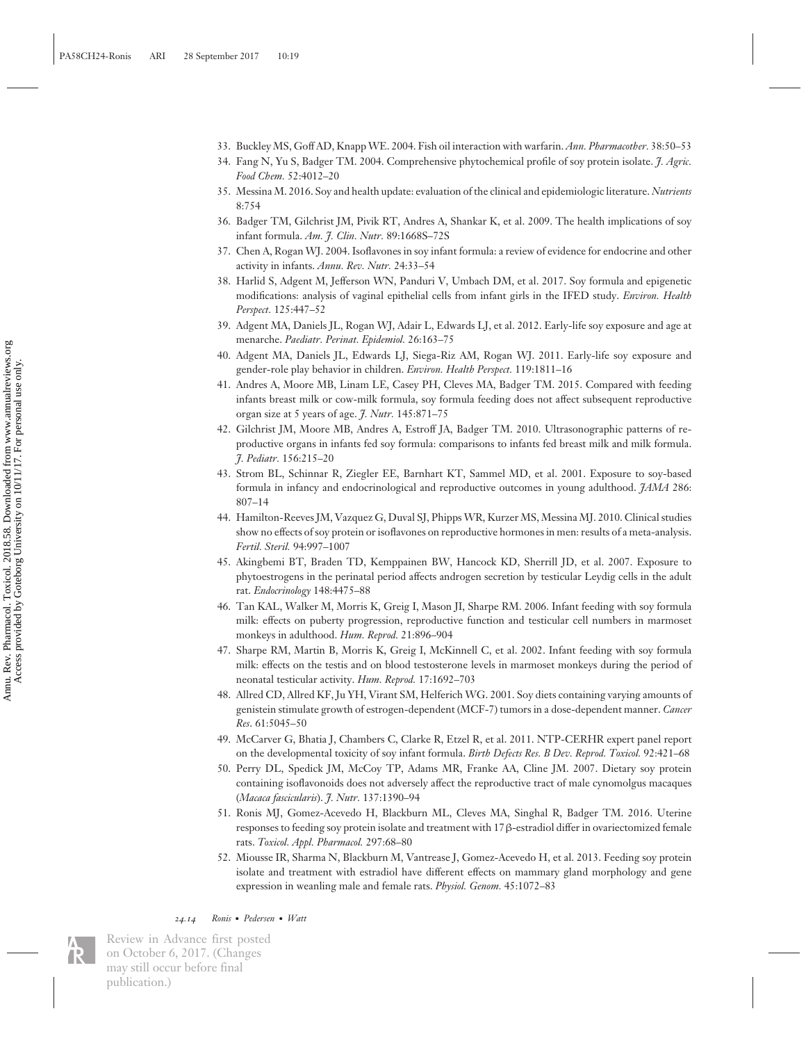33. Buckley MS, Goff AD, Knapp WE. 2004. Fish oil interaction with warfarin. *Ann. Pharmacother.* 38:50–53
34. Fang N, Yu S, Badger TM. 2004. Comprehensive phytochemical profile of soy protein isolate. *J. Agric. Food Chem.* 52:4012–20
35. Messina M. 2016. Soy and health update: evaluation of the clinical and epidemiologic literature. *Nutrients* 8:754
36. Badger TM, Gilchrist JM, Pivik RT, Andres A, Shankar K, et al. 2009. The health implications of soy infant formula. *Am. J. Clin. Nutr.* 89:1668S–72S
37. Chen A, Rogan WJ. 2004. Isoflavones in soy infant formula: a review of evidence for endocrine and other activity in infants. *Annu. Rev. Nutr.* 24:33–54
38. Harlid S, Adgent M, Jefferson WN, Panduri V, Umbach DM, et al. 2017. Soy formula and epigenetic modifications: analysis of vaginal epithelial cells from infant girls in the IFED study. *Environ. Health Perspect.* 125:447–52
39. Adgent MA, Daniels JL, Rogan WJ, Adair L, Edwards LJ, et al. 2012. Early-life soy exposure and age at menarche. *Paediatr. Perinat. Epidemiol.* 26:163–75
40. Adgent MA, Daniels JL, Edwards LJ, Siega-Riz AM, Rogan WJ. 2011. Early-life soy exposure and gender-role play behavior in children. *Environ. Health Perspect.* 119:1811–16
41. Andres A, Moore MB, Linam LE, Casey PH, Cleves MA, Badger TM. 2015. Compared with feeding infants breast milk or cow-milk formula, soy formula feeding does not affect subsequent reproductive organ size at 5 years of age. *J. Nutr.* 145:871–75
42. Gilchrist JM, Moore MB, Andres A, Estroff JA, Badger TM. 2010. Ultrasonographic patterns of reproductive organs in infants fed soy formula: comparisons to infants fed breast milk and milk formula. *J. Pediatr.* 156:215–20
43. Strom BL, Schinnar R, Ziegler EE, Barnhart KT, Sammel MD, et al. 2001. Exposure to soy-based formula in infancy and endocrinological and reproductive outcomes in young adulthood. *JAMA* 286: 807–14
44. Hamilton-Reeves JM, Vazquez G, Duval SJ, Phipps WR, Kurzer MS, Messina MJ. 2010. Clinical studies show no effects of soy protein or isoflavones on reproductive hormones in men: results of a meta-analysis. *Fertil. Steril.* 94:997–1007
45. Akingbemi BT, Braden TD, Kemppainen BW, Hancock KD, Sherrill JD, et al. 2007. Exposure to phytoestrogens in the perinatal period affects androgen secretion by testicular Leydig cells in the adult rat. *Endocrinology* 148:4475–88
46. Tan KAL, Walker M, Morris K, Greig I, Mason JI, Sharpe RM. 2006. Infant feeding with soy formula milk: effects on puberty progression, reproductive function and testicular cell numbers in marmoset monkeys in adulthood. *Hum. Reprod.* 21:896–904
47. Sharpe RM, Martin B, Morris K, Greig I, McKinnell C, et al. 2002. Infant feeding with soy formula milk: effects on the testis and on blood testosterone levels in marmoset monkeys during the period of neonatal testicular activity. *Hum. Reprod.* 17:1692–703
48. Allred CD, Allred KF, Ju YH, Virant SM, Helferich WG. 2001. Soy diets containing varying amounts of genistein stimulate growth of estrogen-dependent (MCF-7) tumors in a dose-dependent manner. *Cancer Res.* 61:5045–50
49. McCarver G, Bhatia J, Chambers C, Clarke R, Etzel R, et al. 2011. NTP-CERHR expert panel report on the developmental toxicity of soy infant formula. *Birth Defects Res. B Dev. Reprod. Toxicol.* 92:421–68
50. Perry DL, Spedick JM, McCoy TP, Adams MR, Franke AA, Cline JM. 2007. Dietary soy protein containing isoflavonoids does not adversely affect the reproductive tract of male cynomolgus macaques (*Macaca fascicularis*). *J. Nutr.* 137:1390–94
51. Ronis MJ, Gomez-Acevedo H, Blackburn ML, Cleves MA, Singhal R, Badger TM. 2016. Uterine responses to feeding soy protein isolate and treatment with 17 β-estradiol differ in ovariectomized female rats. *Toxicol. Appl. Pharmacol.* 297:68–80
52. Miousse IR, Sharma N, Blackburn M, Vantrease J, Gomez-Acevedo H, et al. 2013. Feeding soy protein isolate and treatment with estradiol have different effects on mammary gland morphology and gene expression in weanling male and female rats. *Physiol. Genom.* 45:1072–83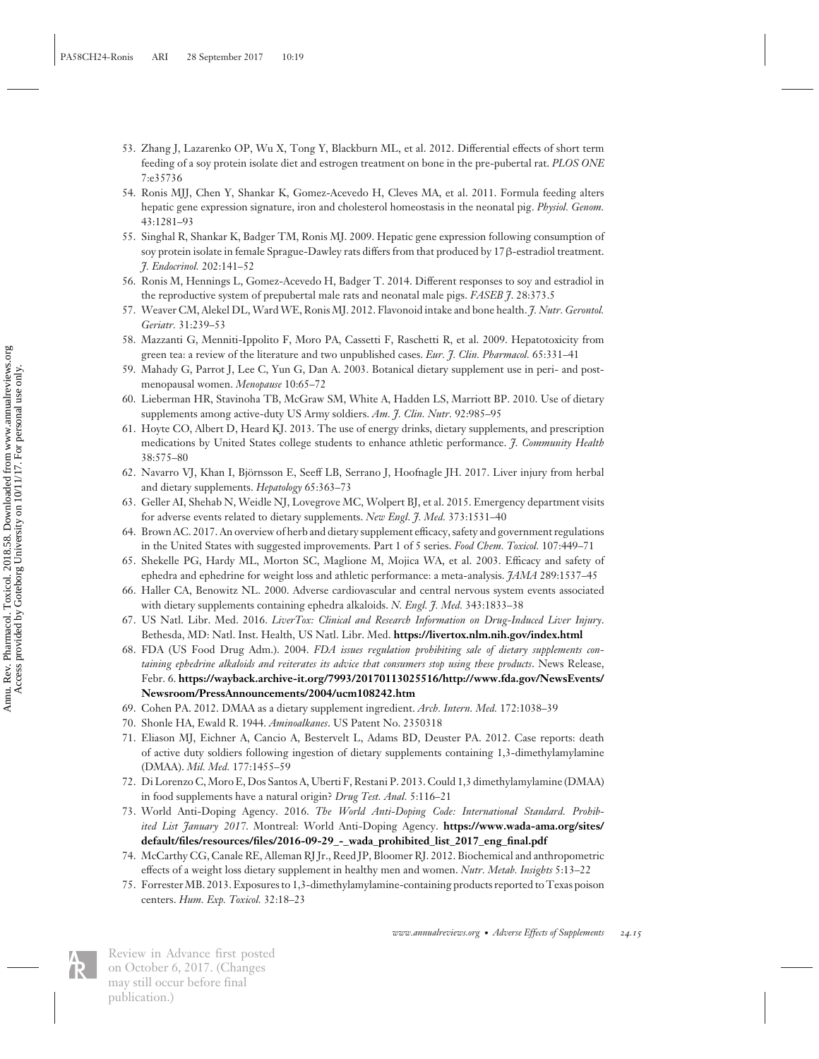53. Zhang J, Lazarenko OP, Wu X, Tong Y, Blackburn ML, et al. 2012. Differential effects of short term feeding of a soy protein isolate diet and estrogen treatment on bone in the pre-pubertal rat. *PLOS ONE* 7:e35736
54. Ronis MJJ, Chen Y, Shankar K, Gomez-Acevedo H, Cleves MA, et al. 2011. Formula feeding alters hepatic gene expression signature, iron and cholesterol homeostasis in the neonatal pig. *Physiol. Genom.* 43:1281–93
55. Singhal R, Shankar K, Badger TM, Ronis MJ. 2009. Hepatic gene expression following consumption of soy protein isolate in female Sprague-Dawley rats differs from that produced by 17β-estradiol treatment. *J. Endocrinol.* 202:141–52
56. Ronis M, Hennings L, Gomez-Acevedo H, Badger T. 2014. Different responses to soy and estradiol in the reproductive system of prepubertal male rats and neonatal male pigs. *FASEB J.* 28:373.5
57. Weaver CM, Alekel DL, Ward WE, Ronis MJ. 2012. Flavonoid intake and bone health. *J. Nutr. Gerontol. Geriatr.* 31:239–53
58. Mazzanti G, Menniti-Ippolito F, Moro PA, Cassetti F, Raschetti R, et al. 2009. Hepatotoxicity from green tea: a review of the literature and two unpublished cases. *Eur. J. Clin. Pharmacol.* 65:331–41
59. Mahady G, Parrot J, Lee C, Yun G, Dan A. 2003. Botanical dietary supplement use in peri- and postmenopausal women. *Menopause* 10:65–72
60. Lieberman HR, Stavinoha TB, McGraw SM, White A, Hadden LS, Marriott BP. 2010. Use of dietary supplements among active-duty US Army soldiers. *Am. J. Clin. Nutr.* 92:985–95
61. Hoyte CO, Albert D, Heard KJ. 2013. The use of energy drinks, dietary supplements, and prescription medications by United States college students to enhance athletic performance. *J. Community Health* 38:575–80
62. Navarro VJ, Khan I, Björnsson E, Seeff LB, Serrano J, Hoofnagle JH. 2017. Liver injury from herbal and dietary supplements. *Hepatology* 65:363–73
63. Geller AI, Shehab N, Weidle NJ, Lovegrove MC, Wolpert BJ, et al. 2015. Emergency department visits for adverse events related to dietary supplements. *New Engl. J. Med.* 373:1531–40
64. Brown AC. 2017. An overview of herb and dietary supplement efficacy, safety and government regulations in the United States with suggested improvements. Part 1 of 5 series. *Food Chem. Toxicol.* 107:449–71
65. Shekelle PG, Hardy ML, Morton SC, Maglione M, Mojica WA, et al. 2003. Efficacy and safety of ephedra and ephedrine for weight loss and athletic performance: a meta-analysis. *JAMA* 289:1537–45
66. Haller CA, Benowitz NL. 2000. Adverse cardiovascular and central nervous system events associated with dietary supplements containing ephedra alkaloids. *N. Engl. J. Med.* 343:1833–38
67. US Natl. Libr. Med. 2016. *LiverTox: Clinical and Research Information on Drug-Induced Liver Injury*. Bethesda, MD: Natl. Inst. Health, US Natl. Libr. Med. **https://livertox.nlm.nih.gov/index.html**
68. FDA (US Food Drug Adm.). 2004. *FDA issues regulation prohibiting sale of dietary supplements containing ephedrine alkaloids and reiterates its advice that consumers stop using these products*. News Release, Febr. 6. **https://wayback.archive-it.org/7993/20170113025516/http://www.fda.gov/NewsEvents/Newsroom/PressAnnouncements/2004/ucm108242.htm**
69. Cohen PA. 2012. DMAA as a dietary supplement ingredient. *Arch. Intern. Med.* 172:1038–39
70. Shonle HA, Ewald R. 1944. *Aminoalkanes*. US Patent No. 2350318
71. Eliason MJ, Eichner A, Cancio A, Bestervelt L, Adams BD, Deuster PA. 2012. Case reports: death of active duty soldiers following ingestion of dietary supplements containing 1,3-dimethylamylamine (DMAA). *Mil. Med.* 177:1455–59
72. Di Lorenzo C, Moro E, Dos Santos A, Uberti F, Restani P. 2013. Could 1,3 dimethylamylamine (DMAA) in food supplements have a natural origin? *Drug Test. Anal.* 5:116–21
73. World Anti-Doping Agency. 2016. *The World Anti-Doping Code: International Standard. Prohibited List January 2017*. Montreal: World Anti-Doping Agency. **https://www.wada-ama.org/sites/default/files/resources/files/2016-09-29_-_wada_prohibited_list_2017_eng_final.pdf**
74. McCarthy CG, Canale RE, Alleman RJ Jr., Reed JP, Bloomer RJ. 2012. Biochemical and anthropometric effects of a weight loss dietary supplement in healthy men and women. *Nutr. Metab. Insights* 5:13–22
75. Forrester MB. 2013. Exposures to 1,3-dimethylamylamine-containing products reported to Texas poison centers. *Hum. Exp. Toxicol.* 32:18–23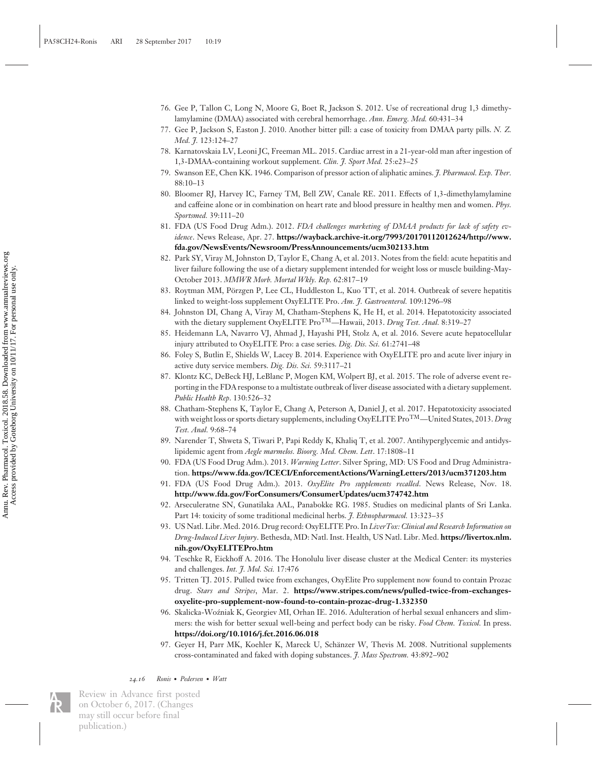76. Gee P, Tallon C, Long N, Moore G, Boet R, Jackson S. 2012. Use of recreational drug 1,3 dimethylamylamine (DMAA) associated with cerebral hemorrhage. *Ann. Emerg. Med.* 60:431–34
77. Gee P, Jackson S, Easton J. 2010. Another bitter pill: a case of toxicity from DMAA party pills. *N. Z. Med. J.* 123:124–27
78. Karnatovskaia LV, Leoni JC, Freeman ML. 2015. Cardiac arrest in a 21-year-old man after ingestion of 1,3-DMAA-containing workout supplement. *Clin. J. Sport Med.* 25:e23–25
79. Swanson EE, Chen KK. 1946. Comparison of pressor action of aliphatic amines. *J. Pharmacol. Exp. Ther.* 88:10–13
80. Bloomer RJ, Harvey IC, Farney TM, Bell ZW, Canale RE. 2011. Effects of 1,3-dimethylamylamine and caffeine alone or in combination on heart rate and blood pressure in healthy men and women. *Phys. Sportsmed.* 39:111–20
81. FDA (US Food Drug Adm.). 2012. *FDA challenges marketing of DMAA products for lack of safety evidence*. News Release, Apr. 27. **https://wayback.archive-it.org/7993/20170112012624/http://www.fda.gov/NewsEvents/Newsroom/PressAnnouncements/ucm302133.htm**
82. Park SY, Viray M, Johnston D, Taylor E, Chang A, et al. 2013. Notes from the field: acute hepatitis and liver failure following the use of a dietary supplement intended for weight loss or muscle building-May-October 2013. *MMWR Morb. Mortal Wkly. Rep.* 62:817–19
83. Roytman MM, Pörzgen P, Lee CL, Huddleston L, Kuo TT, et al. 2014. Outbreak of severe hepatitis linked to weight-loss supplement OxyELITE Pro. *Am. J. Gastroenterol.* 109:1296–98
84. Johnston DI, Chang A, Viray M, Chatham-Stephens K, He H, et al. 2014. Hepatotoxicity associated with the dietary supplement OxyELITE Pro$^{TM}$—Hawaii, 2013. *Drug Test. Anal.* 8:319–27
85. Heidemann LA, Navarro VJ, Ahmad J, Hayashi PH, Stolz A, et al. 2016. Severe acute hepatocellular injury attributed to OxyELITE Pro: a case series. *Dig. Dis. Sci.* 61:2741–48
86. Foley S, Butlin E, Shields W, Lacey B. 2014. Experience with OxyELITE pro and acute liver injury in active duty service members. *Dig. Dis. Sci.* 59:3117–21
87. Klontz KC, DeBeck HJ, LeBlanc P, Mogen KM, Wolpert BJ, et al. 2015. The role of adverse event reporting in the FDA response to a multistate outbreak of liver disease associated with a dietary supplement. *Public Health Rep.* 130:526–32
88. Chatham-Stephens K, Taylor E, Chang A, Peterson A, Daniel J, et al. 2017. Hepatotoxicity associated with weight loss or sports dietary supplements, including OxyELITE Pro$^{TM}$—United States, 2013. *Drug Test. Anal.* 9:68–74
89. Narender T, Shweta S, Tiwari P, Papi Reddy K, Khaliq T, et al. 2007. Antihyperglycemic and antidyslipidemic agent from *Aegle marmelos*. *Bioorg. Med. Chem. Lett.* 17:1808–11
90. FDA (US Food Drug Adm.). 2013. *Warning Letter*. Silver Spring, MD: US Food and Drug Administration. **https://www.fda.gov/ICECI/EnforcementActions/WarningLetters/2013/ucm371203.htm**
91. FDA (US Food Drug Adm.). 2013. *OxyElite Pro supplements recalled*. News Release, Nov. 18. **http://www.fda.gov/ForConsumers/ConsumerUpdates/ucm374742.htm**
92. Arseculeratne SN, Gunatilaka AAL, Panabokke RG. 1985. Studies on medicinal plants of Sri Lanka. Part 14: toxicity of some traditional medicinal herbs. *J. Ethnopharmacol.* 13:323–35
93. US Natl. Libr. Med. 2016. Drug record: OxyELITE Pro. In *LiverTox: Clinical and Research Information on Drug-Induced Liver Injury*. Bethesda, MD: Natl. Inst. Health, US Natl. Libr. Med. **https://livertox.nlm.nih.gov/OxyELITEPro.htm**
94. Teschke R, Eickhoff A. 2016. The Honolulu liver disease cluster at the Medical Center: its mysteries and challenges. *Int. J. Mol. Sci.* 17:476
95. Tritten TJ. 2015. Pulled twice from exchanges, OxyElite Pro supplement now found to contain Prozac drug. *Stars and Stripes*, Mar. 2. **https://www.stripes.com/news/pulled-twice-from-exchanges-oxyelite-pro-supplement-now-found-to-contain-prozac-drug-1.332350**
96. Skalicka-Woźniak K, Georgiev MI, Orhan IE. 2016. Adulteration of herbal sexual enhancers and slimmers: the wish for better sexual well-being and perfect body can be risky. *Food Chem. Toxicol.* In press. **https://doi.org/10.1016/j.fct.2016.06.018**
97. Geyer H, Parr MK, Koehler K, Mareck U, Schänzer W, Thevis M. 2008. Nutritional supplements cross-contaminated and faked with doping substances. *J. Mass Spectrom.* 43:892–902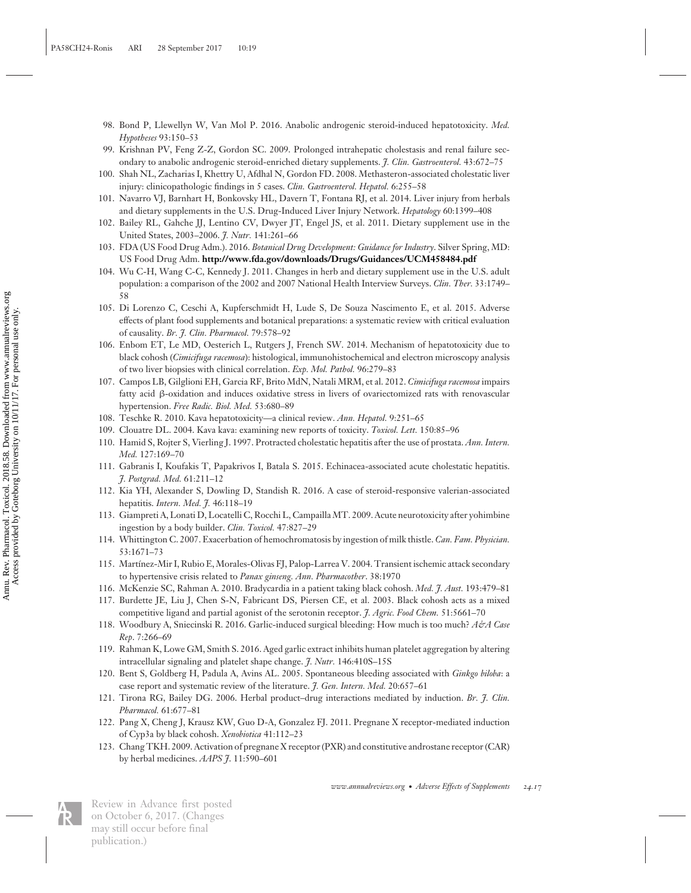98. Bond P, Llewellyn W, Van Mol P. 2016. Anabolic androgenic steroid-induced hepatotoxicity. *Med. Hypotheses* 93:150–53
99. Krishnan PV, Feng Z-Z, Gordon SC. 2009. Prolonged intrahepatic cholestasis and renal failure secondary to anabolic androgenic steroid-enriched dietary supplements. *J. Clin. Gastroenterol.* 43:672–75
100. Shah NL, Zacharias I, Khettry U, Afdhal N, Gordon FD. 2008. Methasteron-associated cholestatic liver injury: clinicopathologic findings in 5 cases. *Clin. Gastroenterol. Hepatol.* 6:255–58
101. Navarro VJ, Barnhart H, Bonkovsky HL, Davern T, Fontana RJ, et al. 2014. Liver injury from herbals and dietary supplements in the U.S. Drug-Induced Liver Injury Network. *Hepatology* 60:1399–408
102. Bailey RL, Gahche JJ, Lentino CV, Dwyer JT, Engel JS, et al. 2011. Dietary supplement use in the United States, 2003–2006. *J. Nutr.* 141:261–66
103. FDA (US Food Drug Adm.). 2016. *Botanical Drug Development: Guidance for Industry*. Silver Spring, MD: US Food Drug Adm. **http://www.fda.gov/downloads/Drugs/Guidances/UCM458484.pdf**
104. Wu C-H, Wang C-C, Kennedy J. 2011. Changes in herb and dietary supplement use in the U.S. adult population: a comparison of the 2002 and 2007 National Health Interview Surveys. *Clin. Ther.* 33:1749–58
105. Di Lorenzo C, Ceschi A, Kupferschmidt H, Lude S, De Souza Nascimento E, et al. 2015. Adverse effects of plant food supplements and botanical preparations: a systematic review with critical evaluation of causality. *Br. J. Clin. Pharmacol.* 79:578–92
106. Enbom ET, Le MD, Oesterich L, Rutgers J, French SW. 2014. Mechanism of hepatotoxicity due to black cohosh (*Cimicifuga racemosa*): histological, immunohistochemical and electron microscopy analysis of two liver biopsies with clinical correlation. *Exp. Mol. Pathol.* 96:279–83
107. Campos LB, Gilglioni EH, Garcia RF, Brito MdN, Natali MRM, et al. 2012. *Cimicifuga racemosa* impairs fatty acid β-oxidation and induces oxidative stress in livers of ovariectomized rats with renovascular hypertension. *Free Radic. Biol. Med.* 53:680–89
108. Teschke R. 2010. Kava hepatotoxicity—a clinical review. *Ann. Hepatol.* 9:251–65
109. Clouatre DL. 2004. Kava kava: examining new reports of toxicity. *Toxicol. Lett.* 150:85–96
110. Hamid S, Rojter S, Vierling J. 1997. Protracted cholestatic hepatitis after the use of prostata. *Ann. Intern. Med.* 127:169–70
111. Gabranis I, Koufakis T, Papakrivos I, Batala S. 2015. Echinacea-associated acute cholestatic hepatitis. *J. Postgrad. Med.* 61:211–12
112. Kia YH, Alexander S, Dowling D, Standish R. 2016. A case of steroid-responsive valerian-associated hepatitis. *Intern. Med. J.* 46:118–19
113. Giampreti A, Lonati D, Locatelli C, Rocchi L, Campailla MT. 2009. Acute neurotoxicity after yohimbine ingestion by a body builder. *Clin. Toxicol.* 47:827–29
114. Whittington C. 2007. Exacerbation of hemochromatosis by ingestion of milk thistle. *Can. Fam. Physician.* 53:1671–73
115. Martínez-Mir I, Rubio E, Morales-Olivas FJ, Palop-Larrea V. 2004. Transient ischemic attack secondary to hypertensive crisis related to *Panax ginseng*. *Ann. Pharmacother*. 38:1970
116. McKenzie SC, Rahman A. 2010. Bradycardia in a patient taking black cohosh. *Med. J. Aust.* 193:479–81
117. Burdette JE, Liu J, Chen S-N, Fabricant DS, Piersen CE, et al. 2003. Black cohosh acts as a mixed competitive ligand and partial agonist of the serotonin receptor. *J. Agric. Food Chem.* 51:5661–70
118. Woodbury A, Sniecinski R. 2016. Garlic-induced surgical bleeding: How much is too much? *A&A Case Rep*. 7:266–69
119. Rahman K, Lowe GM, Smith S. 2016. Aged garlic extract inhibits human platelet aggregation by altering intracellular signaling and platelet shape change. *J. Nutr.* 146:410S–15S
120. Bent S, Goldberg H, Padula A, Avins AL. 2005. Spontaneous bleeding associated with *Ginkgo biloba*: a case report and systematic review of the literature. *J. Gen. Intern. Med.* 20:657–61
121. Tirona RG, Bailey DG. 2006. Herbal product–drug interactions mediated by induction. *Br. J. Clin. Pharmacol.* 61:677–81
122. Pang X, Cheng J, Krausz KW, Guo D-A, Gonzalez FJ. 2011. Pregnane X receptor-mediated induction of Cyp3a by black cohosh. *Xenobiotica* 41:112–23
123. Chang TKH. 2009. Activation of pregnane X receptor (PXR) and constitutive androstane receptor (CAR) by herbal medicines. *AAPS J.* 11:590–601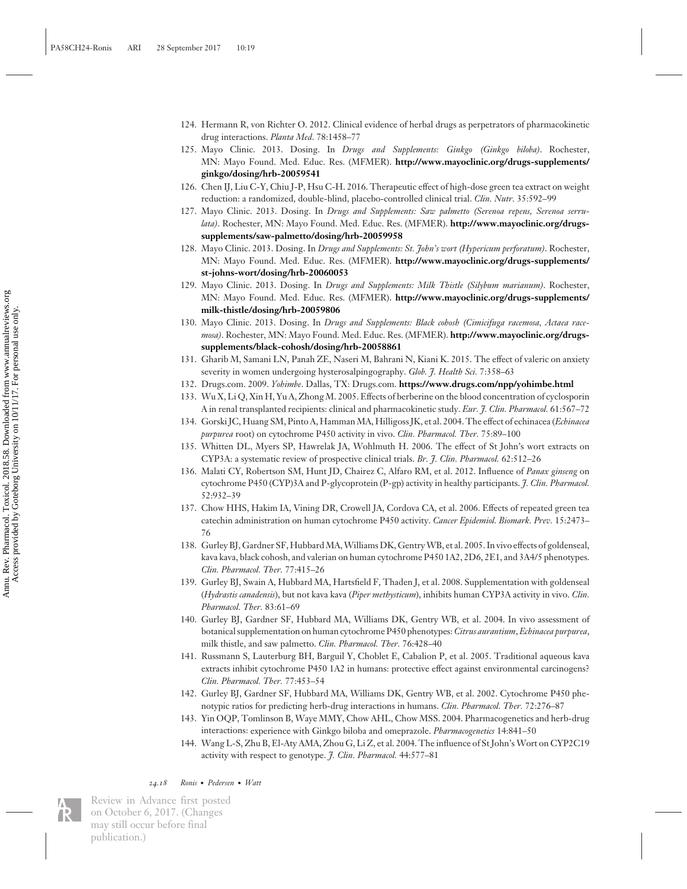124. Hermann R, von Richter O. 2012. Clinical evidence of herbal drugs as perpetrators of pharmacokinetic drug interactions. *Planta Med*. 78:1458–77
125. Mayo Clinic. 2013. Dosing. In *Drugs and Supplements: Ginkgo (Ginkgo biloba)*. Rochester, MN: Mayo Found. Med. Educ. Res. (MFMER). **http://www.mayoclinic.org/drugs-supplements/ginkgo/dosing/hrb-20059541**
126. Chen IJ, Liu C-Y, Chiu J-P, Hsu C-H. 2016. Therapeutic effect of high-dose green tea extract on weight reduction: a randomized, double-blind, placebo-controlled clinical trial. *Clin. Nutr.* 35:592–99
127. Mayo Clinic. 2013. Dosing. In *Drugs and Supplements: Saw palmetto (Serenoa repens, Serenoa serrulata)*. Rochester, MN: Mayo Found. Med. Educ. Res. (MFMER). **http://www.mayoclinic.org/drugs-supplements/saw-palmetto/dosing/hrb-20059958**
128. Mayo Clinic. 2013. Dosing. In *Drugs and Supplements: St. John's wort (Hypericum perforatum)*. Rochester, MN: Mayo Found. Med. Educ. Res. (MFMER). **http://www.mayoclinic.org/drugs-supplements/st-johns-wort/dosing/hrb-20060053**
129. Mayo Clinic. 2013. Dosing. In *Drugs and Supplements: Milk Thistle (Silybum marianum)*. Rochester, MN: Mayo Found. Med. Educ. Res. (MFMER). **http://www.mayoclinic.org/drugs-supplements/milk-thistle/dosing/hrb-20059806**
130. Mayo Clinic. 2013. Dosing. In *Drugs and Supplements: Black cohosh (Cimicifuga racemosa, Actaea racemosa)*. Rochester, MN: Mayo Found. Med. Educ. Res. (MFMER). **http://www.mayoclinic.org/drugs-supplements/black-cohosh/dosing/hrb-20058861**
131. Gharib M, Samani LN, Panah ZE, Naseri M, Bahrani N, Kiani K. 2015. The effect of valeric on anxiety severity in women undergoing hysterosalpingography. *Glob. J. Health Sci.* 7:358–63
132. Drugs.com. 2009. *Yohimbe*. Dallas, TX: Drugs.com. **https://www.drugs.com/npp/yohimbe.html**
133. Wu X, Li Q, Xin H, Yu A, Zhong M. 2005. Effects of berberine on the blood concentration of cyclosporin A in renal transplanted recipients: clinical and pharmacokinetic study. *Eur. J. Clin. Pharmacol.* 61:567–72
134. Gorski JC, Huang SM, Pinto A, Hamman MA, Hilligoss JK, et al. 2004. The effect of echinacea (*Echinacea purpurea* root) on cytochrome P450 activity in vivo. *Clin. Pharmacol. Ther.* 75:89–100
135. Whitten DL, Myers SP, Hawrelak JA, Wohlmuth H. 2006. The effect of St John's wort extracts on CYP3A: a systematic review of prospective clinical trials. *Br. J. Clin. Pharmacol.* 62:512–26
136. Malati CY, Robertson SM, Hunt JD, Chairez C, Alfaro RM, et al. 2012. Influence of *Panax ginseng* on cytochrome P450 (CYP)3A and P-glycoprotein (P-gp) activity in healthy participants. *J. Clin. Pharmacol.* 52:932–39
137. Chow HHS, Hakim IA, Vining DR, Crowell JA, Cordova CA, et al. 2006. Effects of repeated green tea catechin administration on human cytochrome P450 activity. *Cancer Epidemiol. Biomark. Prev.* 15:2473–76
138. Gurley BJ, Gardner SF, Hubbard MA, Williams DK, Gentry WB, et al. 2005. In vivo effects of goldenseal, kava kava, black cohosh, and valerian on human cytochrome P450 1A2, 2D6, 2E1, and 3A4/5 phenotypes. *Clin. Pharmacol. Ther.* 77:415–26
139. Gurley BJ, Swain A, Hubbard MA, Hartsfield F, Thaden J, et al. 2008. Supplementation with goldenseal (*Hydrastis canadensis*), but not kava kava (*Piper methysticum*), inhibits human CYP3A activity in vivo. *Clin. Pharmacol. Ther.* 83:61–69
140. Gurley BJ, Gardner SF, Hubbard MA, Williams DK, Gentry WB, et al. 2004. In vivo assessment of botanical supplementation on human cytochrome P450 phenotypes: *Citrus aurantium*, *Echinacea purpurea*, milk thistle, and saw palmetto. *Clin. Pharmacol. Ther.* 76:428–40
141. Russmann S, Lauterburg BH, Barguil Y, Choblet E, Cabalion P, et al. 2005. Traditional aqueous kava extracts inhibit cytochrome P450 1A2 in humans: protective effect against environmental carcinogens? *Clin. Pharmacol. Ther.* 77:453–54
142. Gurley BJ, Gardner SF, Hubbard MA, Williams DK, Gentry WB, et al. 2002. Cytochrome P450 phenotypic ratios for predicting herb-drug interactions in humans. *Clin. Pharmacol. Ther.* 72:276–87
143. Yin OQP, Tomlinson B, Waye MMY, Chow AHL, Chow MSS. 2004. Pharmacogenetics and herb-drug interactions: experience with Ginkgo biloba and omeprazole. *Pharmacogenetics* 14:841–50
144. Wang L-S, Zhu B, El-Aty AMA, Zhou G, Li Z, et al. 2004. The influence of St John's Wort on CYP2C19 activity with respect to genotype. *J. Clin. Pharmacol.* 44:577–81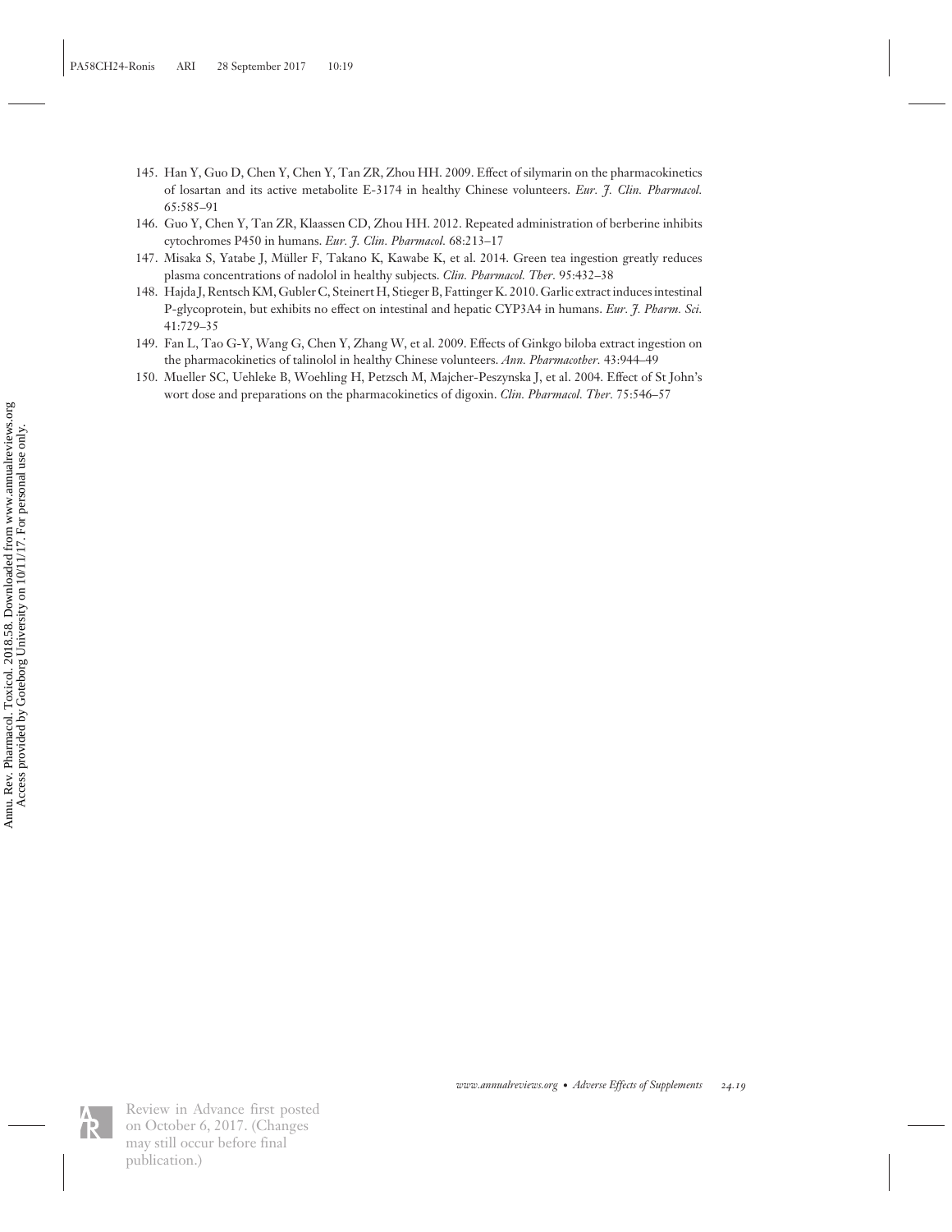145. Han Y, Guo D, Chen Y, Chen Y, Tan ZR, Zhou HH. 2009. Effect of silymarin on the pharmacokinetics of losartan and its active metabolite E-3174 in healthy Chinese volunteers. *Eur. J. Clin. Pharmacol.* 65:585–91
146. Guo Y, Chen Y, Tan ZR, Klaassen CD, Zhou HH. 2012. Repeated administration of berberine inhibits cytochromes P450 in humans. *Eur. J. Clin. Pharmacol.* 68:213–17
147. Misaka S, Yatabe J, Müller F, Takano K, Kawabe K, et al. 2014. Green tea ingestion greatly reduces plasma concentrations of nadolol in healthy subjects. *Clin. Pharmacol. Ther.* 95:432–38
148. Hajda J, Rentsch KM, Gubler C, Steinert H, Stieger B, Fattinger K. 2010. Garlic extract induces intestinal P-glycoprotein, but exhibits no effect on intestinal and hepatic CYP3A4 in humans. *Eur. J. Pharm. Sci.* 41:729–35
149. Fan L, Tao G-Y, Wang G, Chen Y, Zhang W, et al. 2009. Effects of Ginkgo biloba extract ingestion on the pharmacokinetics of talinolol in healthy Chinese volunteers. *Ann. Pharmacother.* 43:944–49
150. Mueller SC, Uehleke B, Woehling H, Petzsch M, Majcher-Peszynska J, et al. 2004. Effect of St John's wort dose and preparations on the pharmacokinetics of digoxin. *Clin. Pharmacol. Ther.* 75:546–57